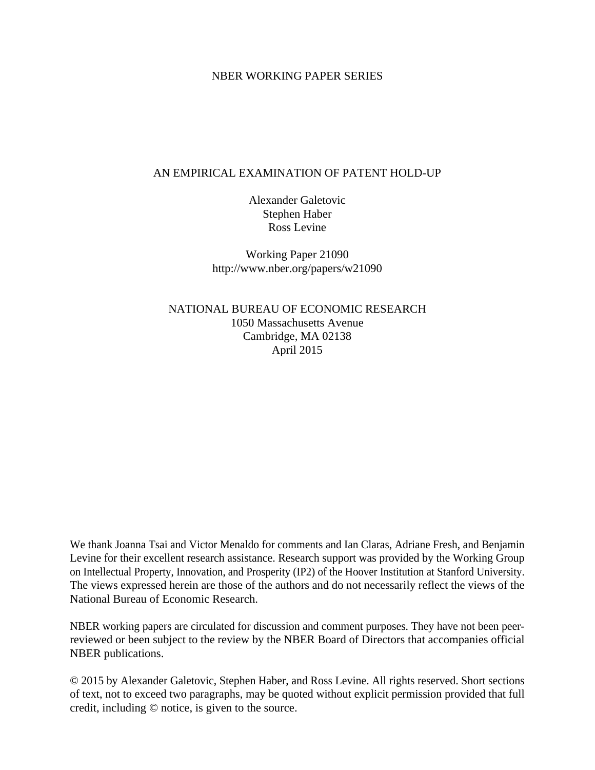NBER WORKING PAPER SERIES

# AN EMPIRICAL EXAMINATION OF PATENT HOLD-UP

Alexander Galetovic
Stephen Haber
Ross Levine

Working Paper 21090
http://www.nber.org/papers/w21090

NATIONAL BUREAU OF ECONOMIC RESEARCH
1050 Massachusetts Avenue
Cambridge, MA 02138
April 2015

We thank Joanna Tsai and Victor Menaldo for comments and Ian Claras, Adriane Fresh, and Benjamin Levine for their excellent research assistance. Research support was provided by the Working Group on Intellectual Property, Innovation, and Prosperity (IP2) of the Hoover Institution at Stanford University. The views expressed herein are those of the authors and do not necessarily reflect the views of the National Bureau of Economic Research.

NBER working papers are circulated for discussion and comment purposes. They have not been peer-reviewed or been subject to the review by the NBER Board of Directors that accompanies official NBER publications.

© 2015 by Alexander Galetovic, Stephen Haber, and Ross Levine. All rights reserved. Short sections of text, not to exceed two paragraphs, may be quoted without explicit permission provided that full credit, including © notice, is given to the source.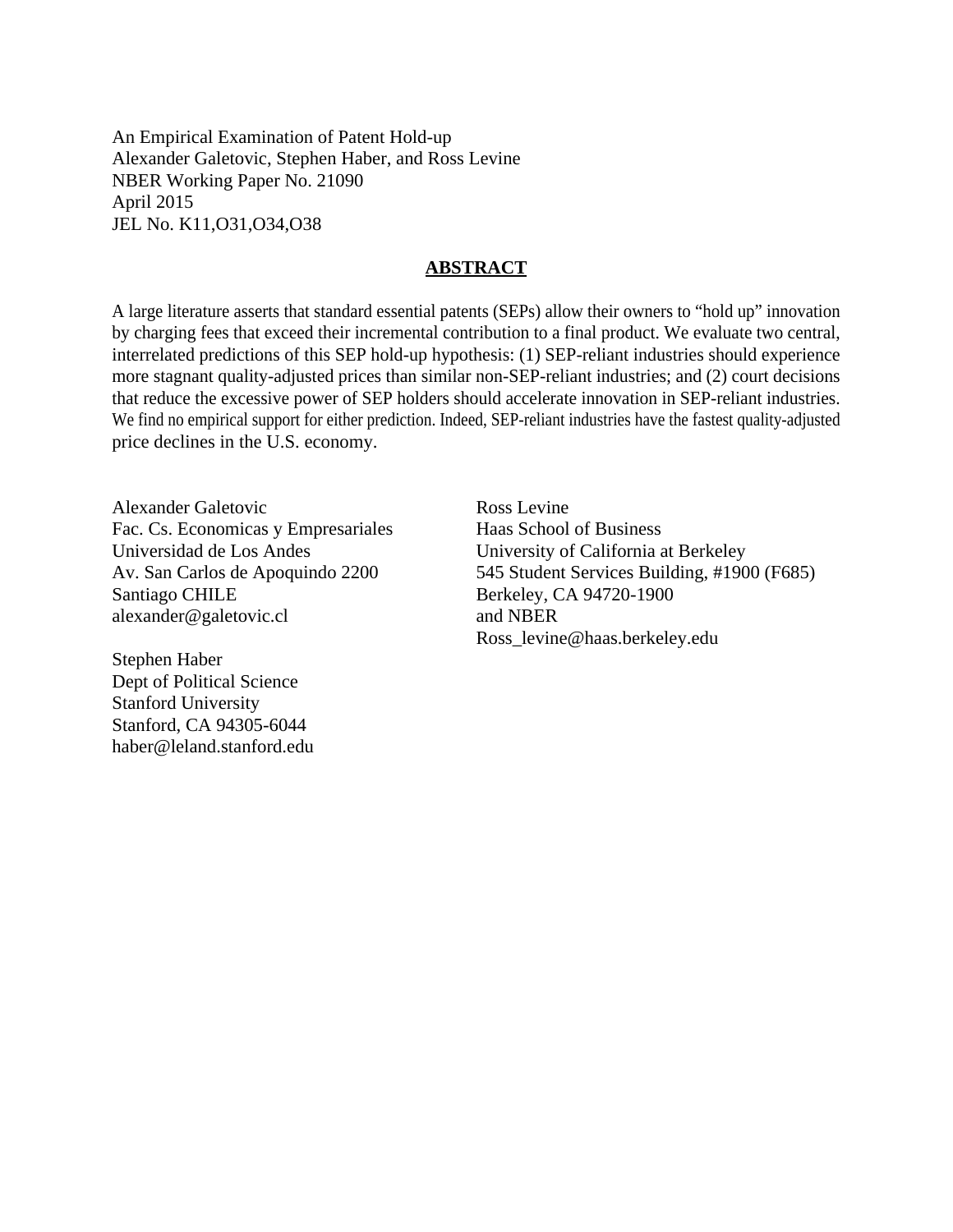An Empirical Examination of Patent Hold-up
Alexander Galetovic, Stephen Haber, and Ross Levine
NBER Working Paper No. 21090
April 2015
JEL No. K11,O31,O34,O38

## **ABSTRACT**

A large literature asserts that standard essential patents (SEPs) allow their owners to "hold up" innovation by charging fees that exceed their incremental contribution to a final product. We evaluate two central, interrelated predictions of this SEP hold-up hypothesis: (1) SEP-reliant industries should experience more stagnant quality-adjusted prices than similar non-SEP-reliant industries; and (2) court decisions that reduce the excessive power of SEP holders should accelerate innovation in SEP-reliant industries. We find no empirical support for either prediction. Indeed, SEP-reliant industries have the fastest quality-adjusted price declines in the U.S. economy.

Alexander Galetovic
Fac. Cs. Economicas y Empresariales
Universidad de Los Andes
Av. San Carlos de Apoquindo 2200
Santiago CHILE
alexander@galetovic.cl

Stephen Haber
Dept of Political Science
Stanford University
Stanford, CA 94305-6044
haber@leland.stanford.edu

Ross Levine
Haas School of Business
University of California at Berkeley
545 Student Services Building, #1900 (F685)
Berkeley, CA 94720-1900
and NBER
Ross_levine@haas.berkeley.edu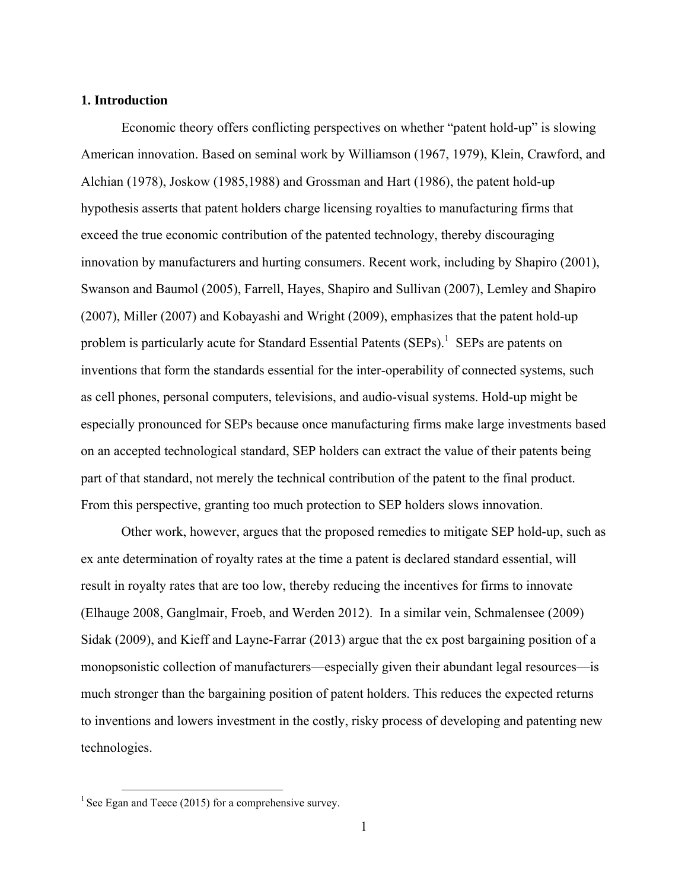## 1. Introduction

Economic theory offers conflicting perspectives on whether "patent hold-up" is slowing American innovation. Based on seminal work by Williamson (1967, 1979), Klein, Crawford, and Alchian (1978), Joskow (1985,1988) and Grossman and Hart (1986), the patent hold-up hypothesis asserts that patent holders charge licensing royalties to manufacturing firms that exceed the true economic contribution of the patented technology, thereby discouraging innovation by manufacturers and hurting consumers. Recent work, including by Shapiro (2001), Swanson and Baumol (2005), Farrell, Hayes, Shapiro and Sullivan (2007), Lemley and Shapiro (2007), Miller (2007) and Kobayashi and Wright (2009), emphasizes that the patent hold-up problem is particularly acute for Standard Essential Patents (SEPs).[1] SEPs are patents on inventions that form the standards essential for the inter-operability of connected systems, such as cell phones, personal computers, televisions, and audio-visual systems. Hold-up might be especially pronounced for SEPs because once manufacturing firms make large investments based on an accepted technological standard, SEP holders can extract the value of their patents being part of that standard, not merely the technical contribution of the patent to the final product. From this perspective, granting too much protection to SEP holders slows innovation.

Other work, however, argues that the proposed remedies to mitigate SEP hold-up, such as ex ante determination of royalty rates at the time a patent is declared standard essential, will result in royalty rates that are too low, thereby reducing the incentives for firms to innovate (Elhauge 2008, Ganglmair, Froeb, and Werden 2012). In a similar vein, Schmalensee (2009) Sidak (2009), and Kieff and Layne-Farrar (2013) argue that the ex post bargaining position of a monopsonistic collection of manufacturers—especially given their abundant legal resources—is much stronger than the bargaining position of patent holders. This reduces the expected returns to inventions and lowers investment in the costly, risky process of developing and patenting new technologies.

[1] See Egan and Teece (2015) for a comprehensive survey.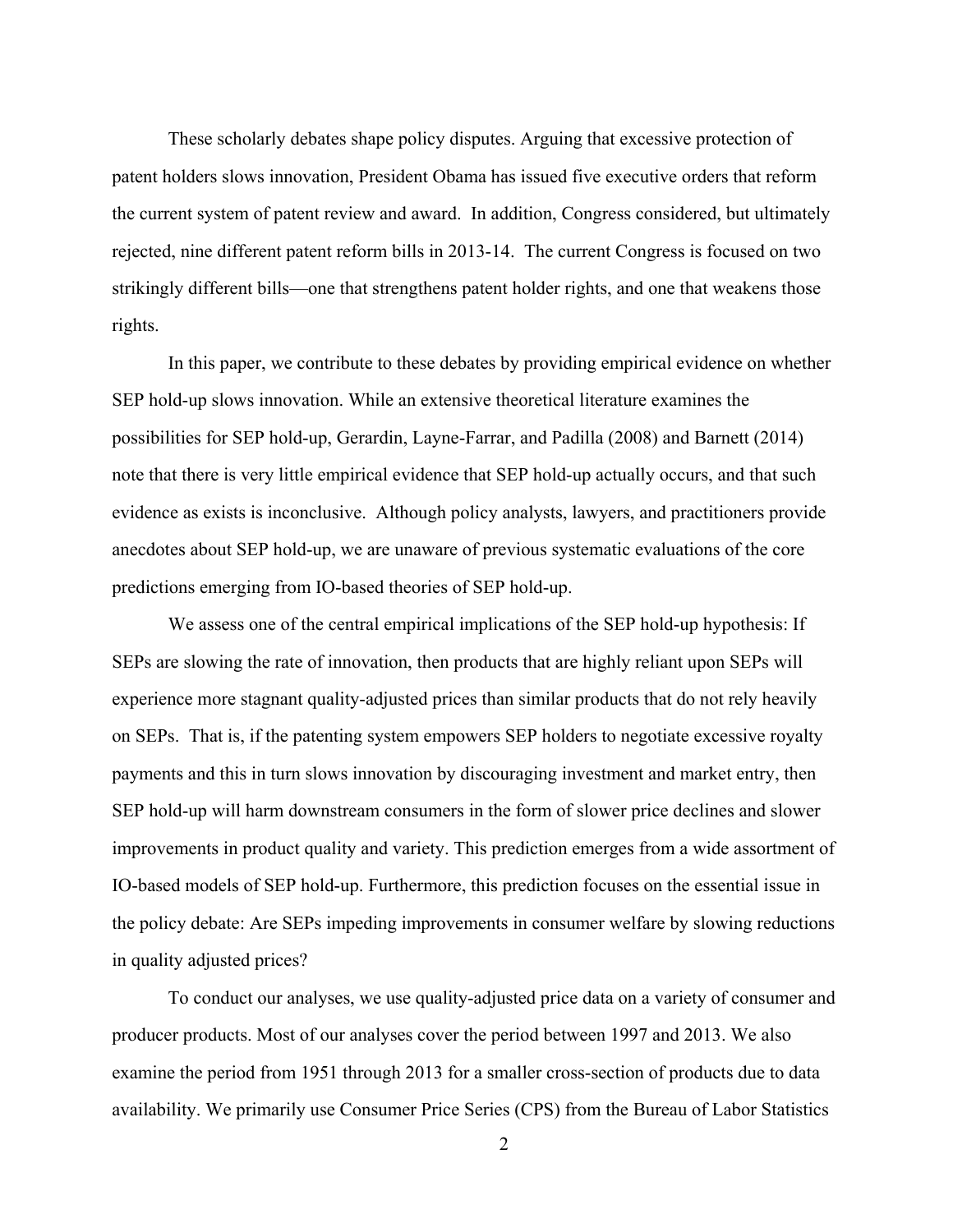These scholarly debates shape policy disputes. Arguing that excessive protection of patent holders slows innovation, President Obama has issued five executive orders that reform the current system of patent review and award. In addition, Congress considered, but ultimately rejected, nine different patent reform bills in 2013-14. The current Congress is focused on two strikingly different bills—one that strengthens patent holder rights, and one that weakens those rights.

In this paper, we contribute to these debates by providing empirical evidence on whether SEP hold-up slows innovation. While an extensive theoretical literature examines the possibilities for SEP hold-up, Gerardin, Layne-Farrar, and Padilla (2008) and Barnett (2014) note that there is very little empirical evidence that SEP hold-up actually occurs, and that such evidence as exists is inconclusive. Although policy analysts, lawyers, and practitioners provide anecdotes about SEP hold-up, we are unaware of previous systematic evaluations of the core predictions emerging from IO-based theories of SEP hold-up.

We assess one of the central empirical implications of the SEP hold-up hypothesis: If SEPs are slowing the rate of innovation, then products that are highly reliant upon SEPs will experience more stagnant quality-adjusted prices than similar products that do not rely heavily on SEPs. That is, if the patenting system empowers SEP holders to negotiate excessive royalty payments and this in turn slows innovation by discouraging investment and market entry, then SEP hold-up will harm downstream consumers in the form of slower price declines and slower improvements in product quality and variety. This prediction emerges from a wide assortment of IO-based models of SEP hold-up. Furthermore, this prediction focuses on the essential issue in the policy debate: Are SEPs impeding improvements in consumer welfare by slowing reductions in quality adjusted prices?

To conduct our analyses, we use quality-adjusted price data on a variety of consumer and producer products. Most of our analyses cover the period between 1997 and 2013. We also examine the period from 1951 through 2013 for a smaller cross-section of products due to data availability. We primarily use Consumer Price Series (CPS) from the Bureau of Labor Statistics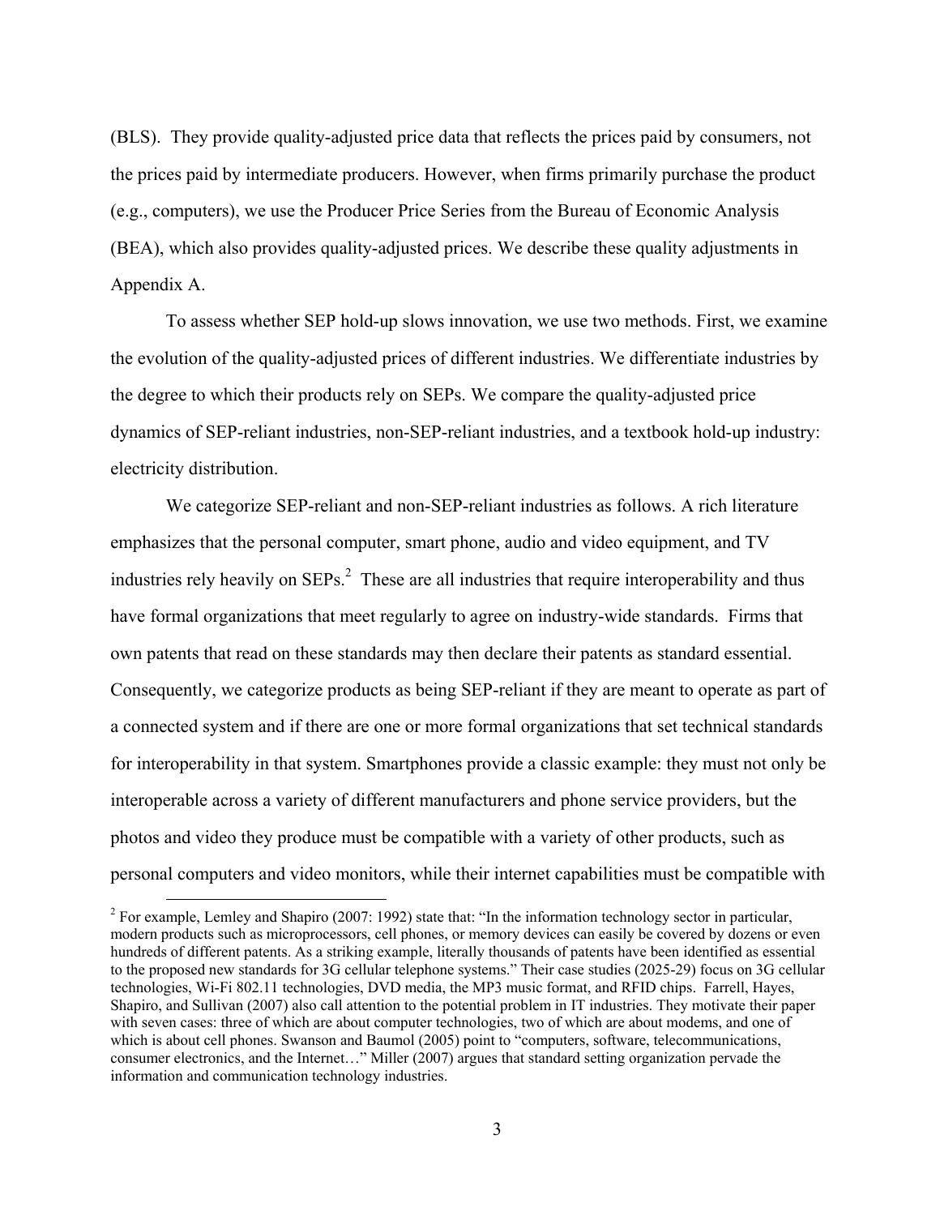(BLS). They provide quality-adjusted price data that reflects the prices paid by consumers, not the prices paid by intermediate producers. However, when firms primarily purchase the product (e.g., computers), we use the Producer Price Series from the Bureau of Economic Analysis (BEA), which also provides quality-adjusted prices. We describe these quality adjustments in Appendix A.

To assess whether SEP hold-up slows innovation, we use two methods. First, we examine the evolution of the quality-adjusted prices of different industries. We differentiate industries by the degree to which their products rely on SEPs. We compare the quality-adjusted price dynamics of SEP-reliant industries, non-SEP-reliant industries, and a textbook hold-up industry: electricity distribution.

We categorize SEP-reliant and non-SEP-reliant industries as follows. A rich literature emphasizes that the personal computer, smart phone, audio and video equipment, and TV industries rely heavily on SEPs.[2] These are all industries that require interoperability and thus have formal organizations that meet regularly to agree on industry-wide standards. Firms that own patents that read on these standards may then declare their patents as standard essential. Consequently, we categorize products as being SEP-reliant if they are meant to operate as part of a connected system and if there are one or more formal organizations that set technical standards for interoperability in that system. Smartphones provide a classic example: they must not only be interoperable across a variety of different manufacturers and phone service providers, but the photos and video they produce must be compatible with a variety of other products, such as personal computers and video monitors, while their internet capabilities must be compatible with

[2] For example, Lemley and Shapiro (2007: 1992) state that: "In the information technology sector in particular, modern products such as microprocessors, cell phones, or memory devices can easily be covered by dozens or even hundreds of different patents. As a striking example, literally thousands of patents have been identified as essential to the proposed new standards for 3G cellular telephone systems." Their case studies (2025-29) focus on 3G cellular technologies, Wi-Fi 802.11 technologies, DVD media, the MP3 music format, and RFID chips. Farrell, Hayes, Shapiro, and Sullivan (2007) also call attention to the potential problem in IT industries. They motivate their paper with seven cases: three of which are about computer technologies, two of which are about modems, and one of which is about cell phones. Swanson and Baumol (2005) point to "computers, software, telecommunications, consumer electronics, and the Internet…" Miller (2007) argues that standard setting organization pervade the information and communication technology industries.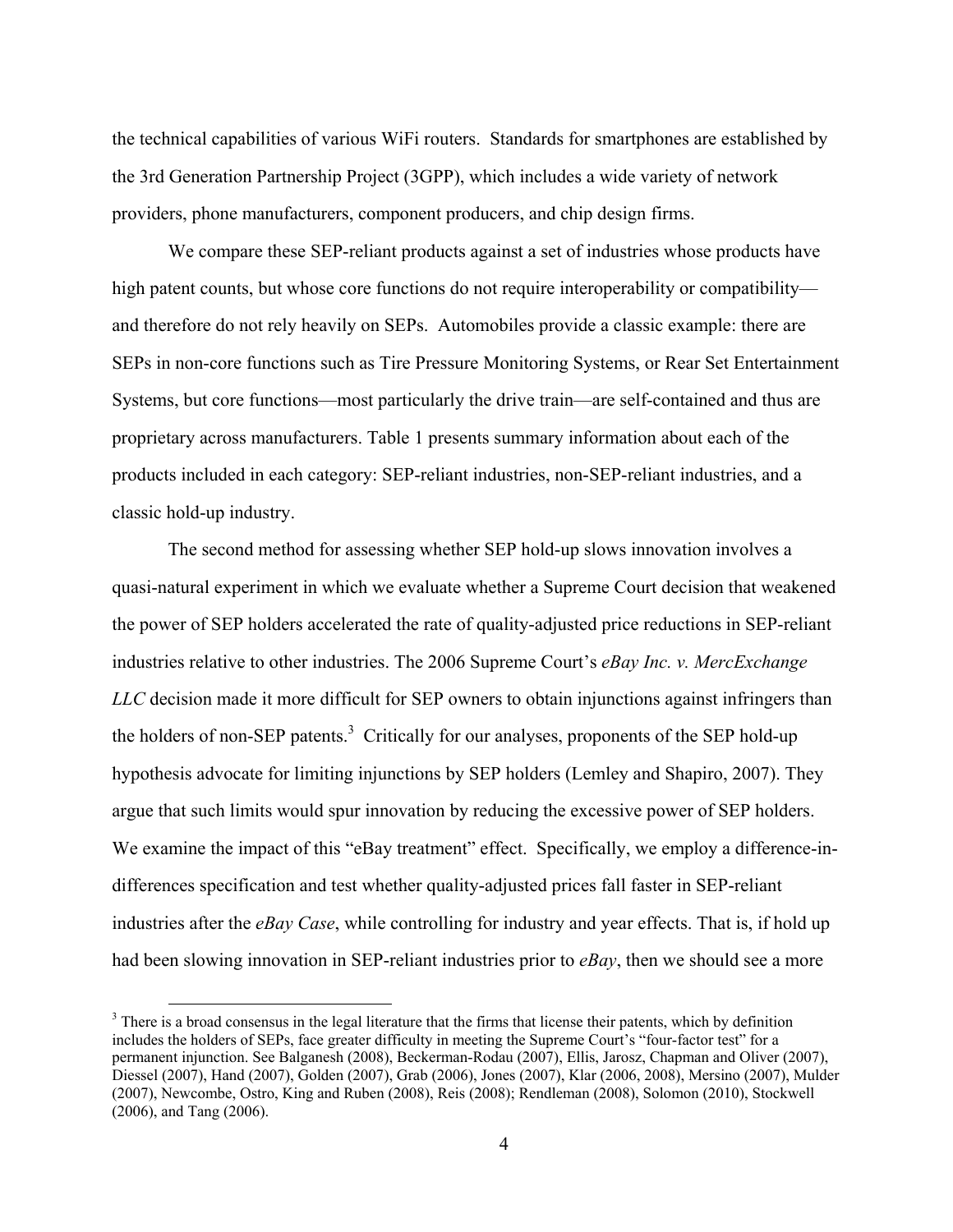the technical capabilities of various WiFi routers. Standards for smartphones are established by the 3rd Generation Partnership Project (3GPP), which includes a wide variety of network providers, phone manufacturers, component producers, and chip design firms.

We compare these SEP-reliant products against a set of industries whose products have high patent counts, but whose core functions do not require interoperability or compatibility—and therefore do not rely heavily on SEPs. Automobiles provide a classic example: there are SEPs in non-core functions such as Tire Pressure Monitoring Systems, or Rear Set Entertainment Systems, but core functions—most particularly the drive train—are self-contained and thus are proprietary across manufacturers. Table 1 presents summary information about each of the products included in each category: SEP-reliant industries, non-SEP-reliant industries, and a classic hold-up industry.

The second method for assessing whether SEP hold-up slows innovation involves a quasi-natural experiment in which we evaluate whether a Supreme Court decision that weakened the power of SEP holders accelerated the rate of quality-adjusted price reductions in SEP-reliant industries relative to other industries. The 2006 Supreme Court's *eBay Inc. v. MercExchange LLC* decision made it more difficult for SEP owners to obtain injunctions against infringers than the holders of non-SEP patents.[3] Critically for our analyses, proponents of the SEP hold-up hypothesis advocate for limiting injunctions by SEP holders (Lemley and Shapiro, 2007). They argue that such limits would spur innovation by reducing the excessive power of SEP holders. We examine the impact of this "eBay treatment" effect. Specifically, we employ a difference-in-differences specification and test whether quality-adjusted prices fall faster in SEP-reliant industries after the *eBay Case*, while controlling for industry and year effects. That is, if hold up had been slowing innovation in SEP-reliant industries prior to *eBay*, then we should see a more

[3] There is a broad consensus in the legal literature that the firms that license their patents, which by definition includes the holders of SEPs, face greater difficulty in meeting the Supreme Court's "four-factor test" for a permanent injunction. See Balganesh (2008), Beckerman-Rodau (2007), Ellis, Jarosz, Chapman and Oliver (2007), Diessel (2007), Hand (2007), Golden (2007), Grab (2006), Jones (2007), Klar (2006, 2008), Mersino (2007), Mulder (2007), Newcombe, Ostro, King and Ruben (2008), Reis (2008); Rendleman (2008), Solomon (2010), Stockwell (2006), and Tang (2006).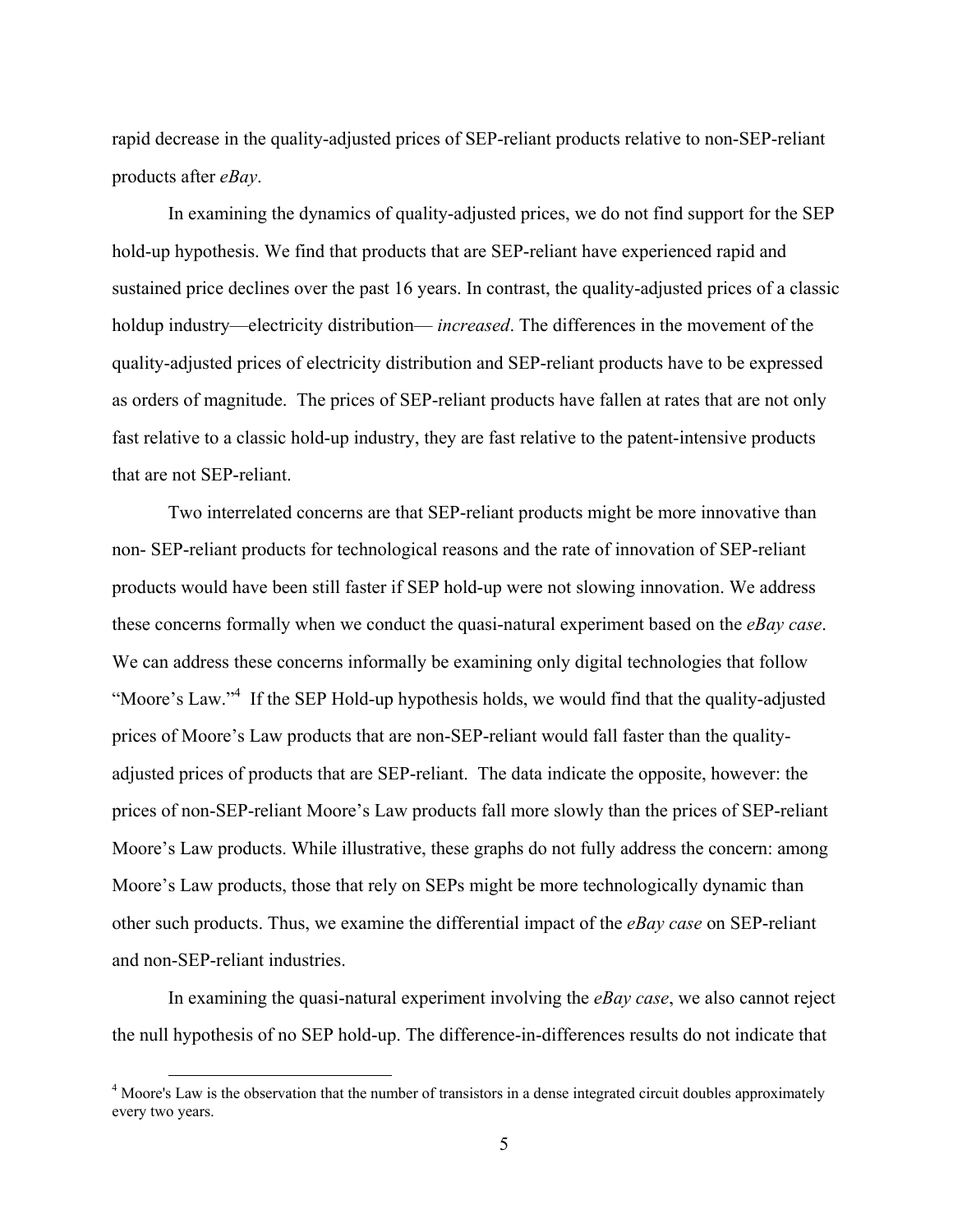rapid decrease in the quality-adjusted prices of SEP-reliant products relative to non-SEP-reliant products after *eBay*.

In examining the dynamics of quality-adjusted prices, we do not find support for the SEP hold-up hypothesis. We find that products that are SEP-reliant have experienced rapid and sustained price declines over the past 16 years. In contrast, the quality-adjusted prices of a classic holdup industry—electricity distribution— *increased*. The differences in the movement of the quality-adjusted prices of electricity distribution and SEP-reliant products have to be expressed as orders of magnitude. The prices of SEP-reliant products have fallen at rates that are not only fast relative to a classic hold-up industry, they are fast relative to the patent-intensive products that are not SEP-reliant.

Two interrelated concerns are that SEP-reliant products might be more innovative than non- SEP-reliant products for technological reasons and the rate of innovation of SEP-reliant products would have been still faster if SEP hold-up were not slowing innovation. We address these concerns formally when we conduct the quasi-natural experiment based on the *eBay case*. We can address these concerns informally be examining only digital technologies that follow "Moore's Law."[4] If the SEP Hold-up hypothesis holds, we would find that the quality-adjusted prices of Moore's Law products that are non-SEP-reliant would fall faster than the quality-adjusted prices of products that are SEP-reliant. The data indicate the opposite, however: the prices of non-SEP-reliant Moore's Law products fall more slowly than the prices of SEP-reliant Moore's Law products. While illustrative, these graphs do not fully address the concern: among Moore's Law products, those that rely on SEPs might be more technologically dynamic than other such products. Thus, we examine the differential impact of the *eBay case* on SEP-reliant and non-SEP-reliant industries.

In examining the quasi-natural experiment involving the *eBay case*, we also cannot reject the null hypothesis of no SEP hold-up. The difference-in-differences results do not indicate that

[4] Moore's Law is the observation that the number of transistors in a dense integrated circuit doubles approximately every two years.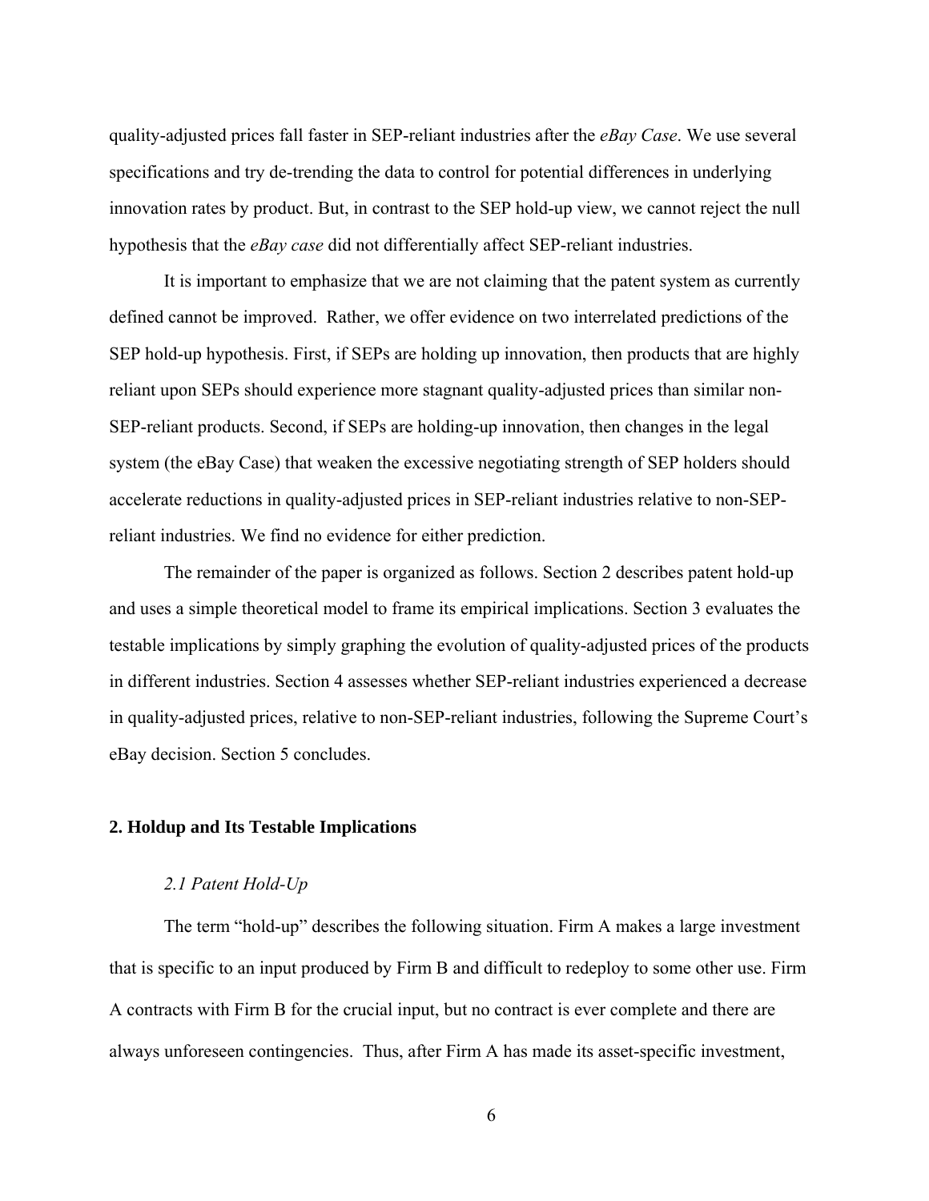quality-adjusted prices fall faster in SEP-reliant industries after the *eBay Case*. We use several specifications and try de-trending the data to control for potential differences in underlying innovation rates by product. But, in contrast to the SEP hold-up view, we cannot reject the null hypothesis that the *eBay case* did not differentially affect SEP-reliant industries.

It is important to emphasize that we are not claiming that the patent system as currently defined cannot be improved. Rather, we offer evidence on two interrelated predictions of the SEP hold-up hypothesis. First, if SEPs are holding up innovation, then products that are highly reliant upon SEPs should experience more stagnant quality-adjusted prices than similar non-SEP-reliant products. Second, if SEPs are holding-up innovation, then changes in the legal system (the eBay Case) that weaken the excessive negotiating strength of SEP holders should accelerate reductions in quality-adjusted prices in SEP-reliant industries relative to non-SEP-reliant industries. We find no evidence for either prediction.

The remainder of the paper is organized as follows. Section 2 describes patent hold-up and uses a simple theoretical model to frame its empirical implications. Section 3 evaluates the testable implications by simply graphing the evolution of quality-adjusted prices of the products in different industries. Section 4 assesses whether SEP-reliant industries experienced a decrease in quality-adjusted prices, relative to non-SEP-reliant industries, following the Supreme Court's eBay decision. Section 5 concludes.

## 2. Holdup and Its Testable Implications

### *2.1 Patent Hold-Up*

The term "hold-up" describes the following situation. Firm A makes a large investment that is specific to an input produced by Firm B and difficult to redeploy to some other use. Firm A contracts with Firm B for the crucial input, but no contract is ever complete and there are always unforeseen contingencies. Thus, after Firm A has made its asset-specific investment,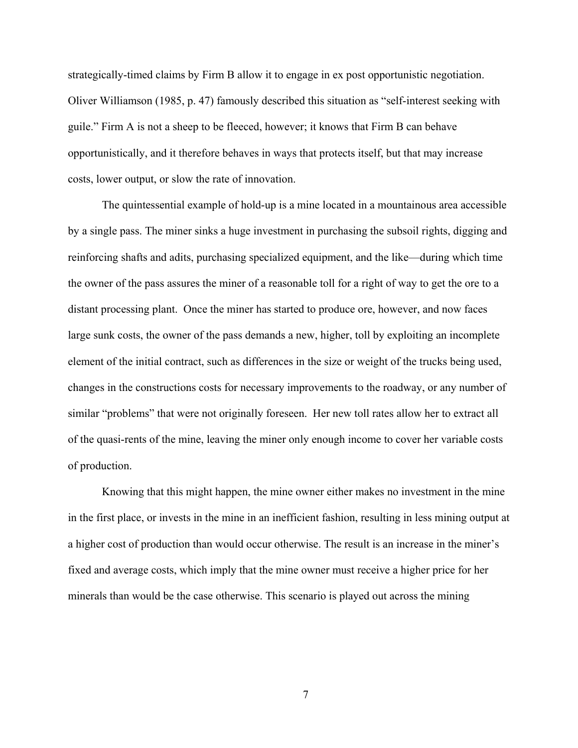strategically-timed claims by Firm B allow it to engage in ex post opportunistic negotiation. Oliver Williamson (1985, p. 47) famously described this situation as "self-interest seeking with guile." Firm A is not a sheep to be fleeced, however; it knows that Firm B can behave opportunistically, and it therefore behaves in ways that protects itself, but that may increase costs, lower output, or slow the rate of innovation.

The quintessential example of hold-up is a mine located in a mountainous area accessible by a single pass. The miner sinks a huge investment in purchasing the subsoil rights, digging and reinforcing shafts and adits, purchasing specialized equipment, and the like—during which time the owner of the pass assures the miner of a reasonable toll for a right of way to get the ore to a distant processing plant. Once the miner has started to produce ore, however, and now faces large sunk costs, the owner of the pass demands a new, higher, toll by exploiting an incomplete element of the initial contract, such as differences in the size or weight of the trucks being used, changes in the constructions costs for necessary improvements to the roadway, or any number of similar "problems" that were not originally foreseen. Her new toll rates allow her to extract all of the quasi-rents of the mine, leaving the miner only enough income to cover her variable costs of production.

Knowing that this might happen, the mine owner either makes no investment in the mine in the first place, or invests in the mine in an inefficient fashion, resulting in less mining output at a higher cost of production than would occur otherwise. The result is an increase in the miner's fixed and average costs, which imply that the mine owner must receive a higher price for her minerals than would be the case otherwise. This scenario is played out across the mining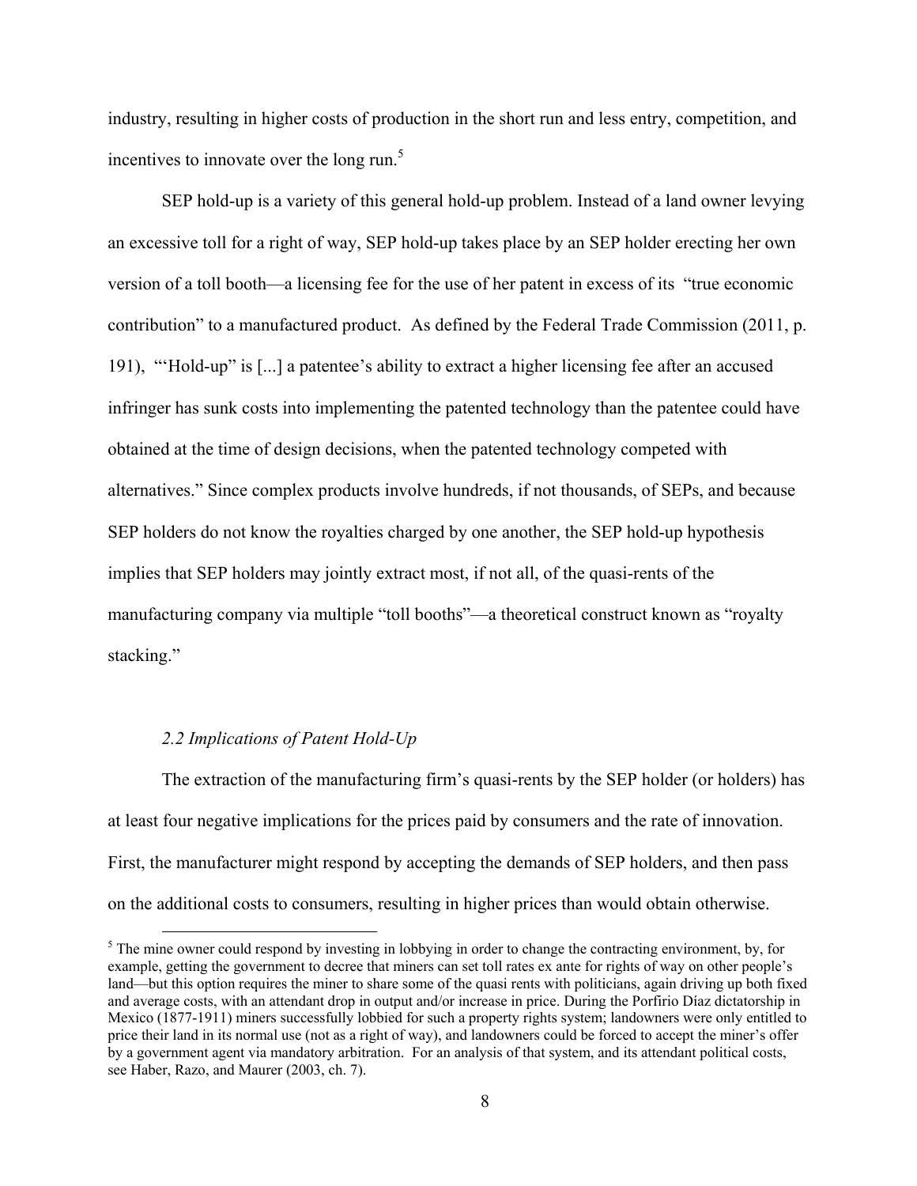industry, resulting in higher costs of production in the short run and less entry, competition, and incentives to innovate over the long run.[5]

SEP hold-up is a variety of this general hold-up problem. Instead of a land owner levying an excessive toll for a right of way, SEP hold-up takes place by an SEP holder erecting her own version of a toll booth—a licensing fee for the use of her patent in excess of its "true economic contribution" to a manufactured product. As defined by the Federal Trade Commission (2011, p. 191), "'Hold-up" is [...] a patentee's ability to extract a higher licensing fee after an accused infringer has sunk costs into implementing the patented technology than the patentee could have obtained at the time of design decisions, when the patented technology competed with alternatives." Since complex products involve hundreds, if not thousands, of SEPs, and because SEP holders do not know the royalties charged by one another, the SEP hold-up hypothesis implies that SEP holders may jointly extract most, if not all, of the quasi-rents of the manufacturing company via multiple "toll booths"—a theoretical construct known as "royalty stacking."

### *2.2 Implications of Patent Hold-Up*

The extraction of the manufacturing firm's quasi-rents by the SEP holder (or holders) has at least four negative implications for the prices paid by consumers and the rate of innovation. First, the manufacturer might respond by accepting the demands of SEP holders, and then pass on the additional costs to consumers, resulting in higher prices than would obtain otherwise.

[5] The mine owner could respond by investing in lobbying in order to change the contracting environment, by, for example, getting the government to decree that miners can set toll rates ex ante for rights of way on other people's land—but this option requires the miner to share some of the quasi rents with politicians, again driving up both fixed and average costs, with an attendant drop in output and/or increase in price. During the Porfirio Díaz dictatorship in Mexico (1877-1911) miners successfully lobbied for such a property rights system; landowners were only entitled to price their land in its normal use (not as a right of way), and landowners could be forced to accept the miner's offer by a government agent via mandatory arbitration. For an analysis of that system, and its attendant political costs, see Haber, Razo, and Maurer (2003, ch. 7).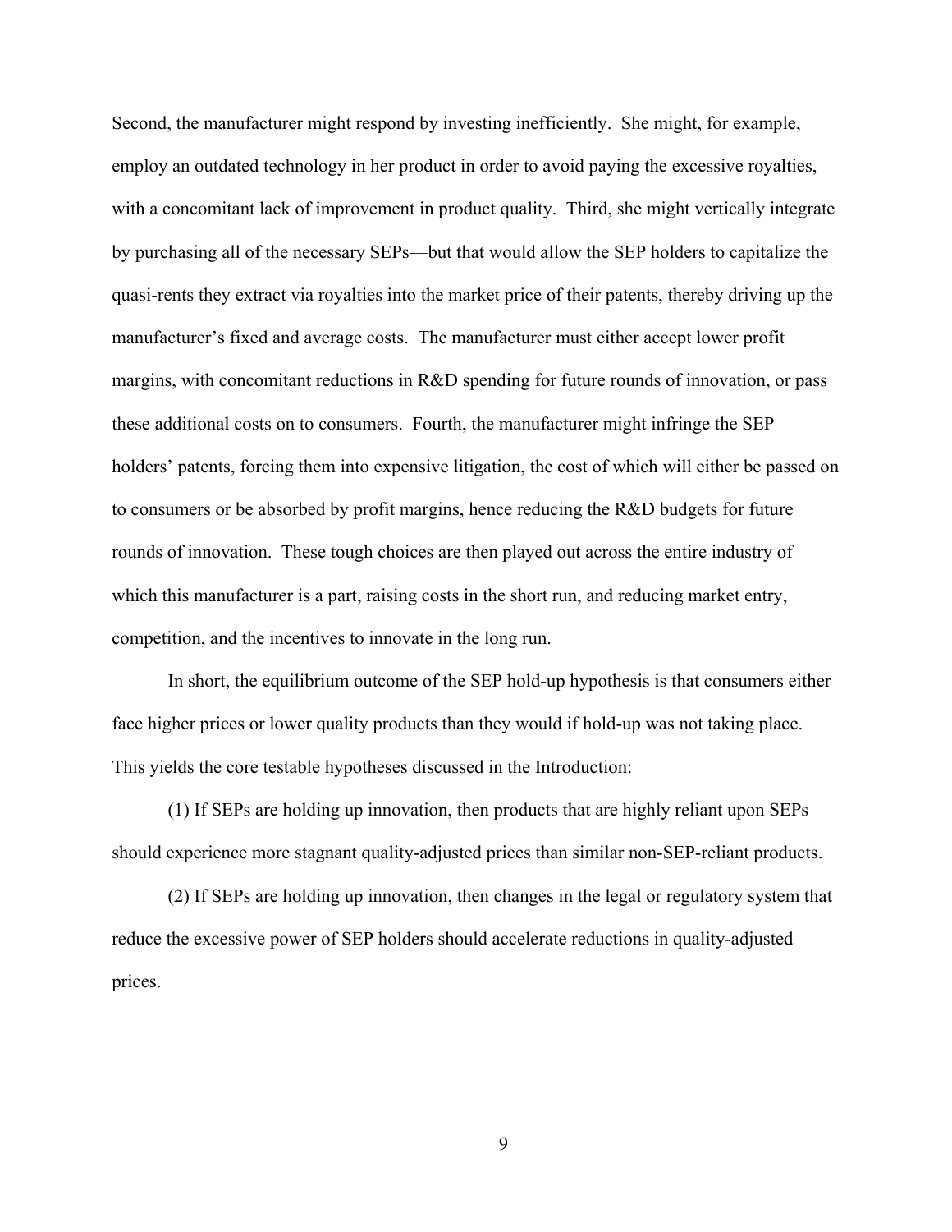Second, the manufacturer might respond by investing inefficiently. She might, for example, employ an outdated technology in her product in order to avoid paying the excessive royalties, with a concomitant lack of improvement in product quality. Third, she might vertically integrate by purchasing all of the necessary SEPs—but that would allow the SEP holders to capitalize the quasi-rents they extract via royalties into the market price of their patents, thereby driving up the manufacturer's fixed and average costs. The manufacturer must either accept lower profit margins, with concomitant reductions in R&D spending for future rounds of innovation, or pass these additional costs on to consumers. Fourth, the manufacturer might infringe the SEP holders' patents, forcing them into expensive litigation, the cost of which will either be passed on to consumers or be absorbed by profit margins, hence reducing the R&D budgets for future rounds of innovation. These tough choices are then played out across the entire industry of which this manufacturer is a part, raising costs in the short run, and reducing market entry, competition, and the incentives to innovate in the long run.

In short, the equilibrium outcome of the SEP hold-up hypothesis is that consumers either face higher prices or lower quality products than they would if hold-up was not taking place. This yields the core testable hypotheses discussed in the Introduction:

(1) If SEPs are holding up innovation, then products that are highly reliant upon SEPs should experience more stagnant quality-adjusted prices than similar non-SEP-reliant products.

(2) If SEPs are holding up innovation, then changes in the legal or regulatory system that reduce the excessive power of SEP holders should accelerate reductions in quality-adjusted prices.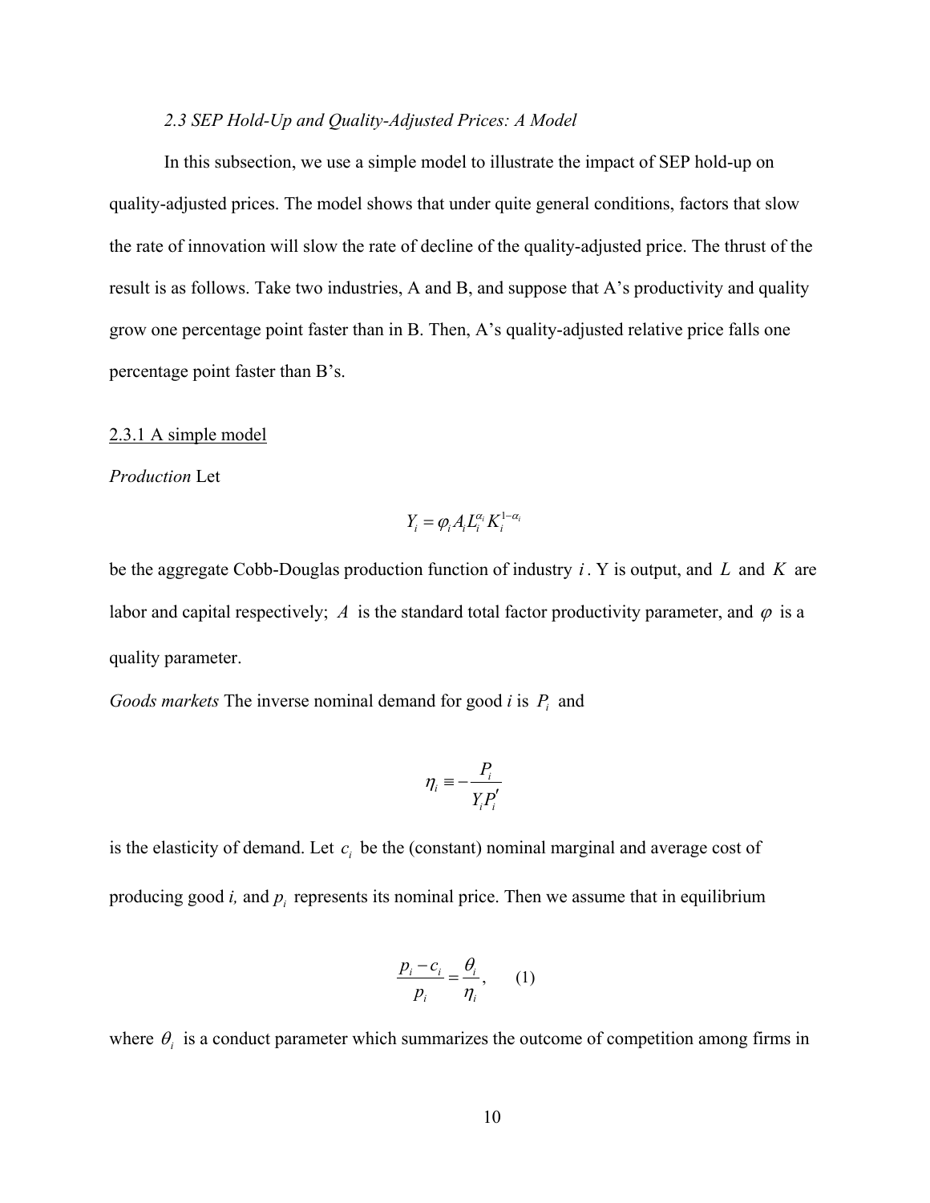*2.3 SEP Hold-Up and Quality-Adjusted Prices: A Model*

In this subsection, we use a simple model to illustrate the impact of SEP hold-up on quality-adjusted prices. The model shows that under quite general conditions, factors that slow the rate of innovation will slow the rate of decline of the quality-adjusted price. The thrust of the result is as follows. Take two industries, A and B, and suppose that A's productivity and quality grow one percentage point faster than in B. Then, A's quality-adjusted relative price falls one percentage point faster than B's.

2.3.1 A simple model

*Production* Let

$$Y_i = \varphi_i A_i L_i^{\alpha_i} K_i^{1-\alpha_i}$$

be the aggregate Cobb-Douglas production function of industry $i$. Y is output, and $L$ and $K$ are labor and capital respectively; $A$ is the standard total factor productivity parameter, and $\varphi$ is a quality parameter.

*Goods markets* The inverse nominal demand for good *i* is $P_i$ and

$$\eta_i \equiv -\frac{P_i}{Y_i P_i'}$$

is the elasticity of demand. Let $c_i$ be the (constant) nominal marginal and average cost of producing good *i,* and $p_i$ represents its nominal price. Then we assume that in equilibrium

$$\frac{p_i - c_i}{p_i} = \frac{\theta_i}{\eta_i}, \qquad (1)$$

where $\theta_i$ is a conduct parameter which summarizes the outcome of competition among firms in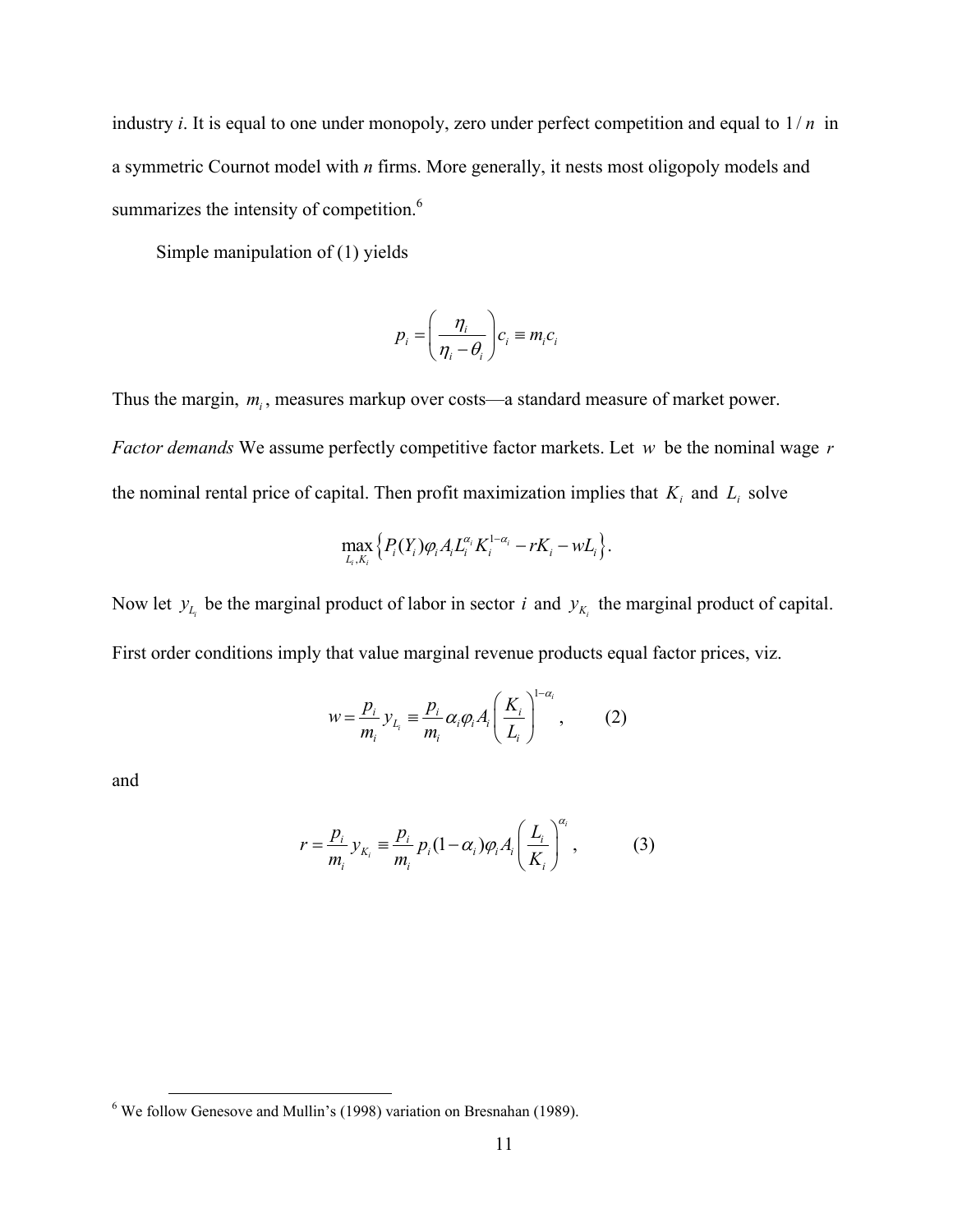industry *i*. It is equal to one under monopoly, zero under perfect competition and equal to $1/n$ in a symmetric Cournot model with *n* firms. More generally, it nests most oligopoly models and summarizes the intensity of competition.[6]

Simple manipulation of (1) yields

$$p_i = \left( \frac{\eta_i}{\eta_i - \theta_i} \right) c_i \equiv m_i c_i$$

Thus the margin, $m_i$, measures markup over costs—a standard measure of market power.

*Factor demands* We assume perfectly competitive factor markets. Let $w$ be the nominal wage $r$ the nominal rental price of capital. Then profit maximization implies that $K_i$ and $L_i$ solve

$$\max_{L_i, K_i} \left\{ P_i(Y_i) \varphi_i A_i L_i^{\alpha_i} K_i^{1-\alpha_i} - rK_i - wL_i \right\}.$$

Now let $y_{L_i}$ be the marginal product of labor in sector $i$ and $y_{K_i}$ the marginal product of capital. First order conditions imply that value marginal revenue products equal factor prices, viz.

$$w = \frac{p_i}{m_i} y_{L_i} \equiv \frac{p_i}{m_i} \alpha_i \varphi_i A_i \left( \frac{K_i}{L_i} \right)^{1-\alpha_i}, \qquad (2)$$

and

$$r = \frac{p_i}{m_i} y_{K_i} \equiv \frac{p_i}{m_i} p_i (1-\alpha_i) \varphi_i A_i \left( \frac{L_i}{K_i} \right)^{\alpha_i}, \qquad (3)$$

[6] We follow Genesove and Mullin's (1998) variation on Bresnahan (1989).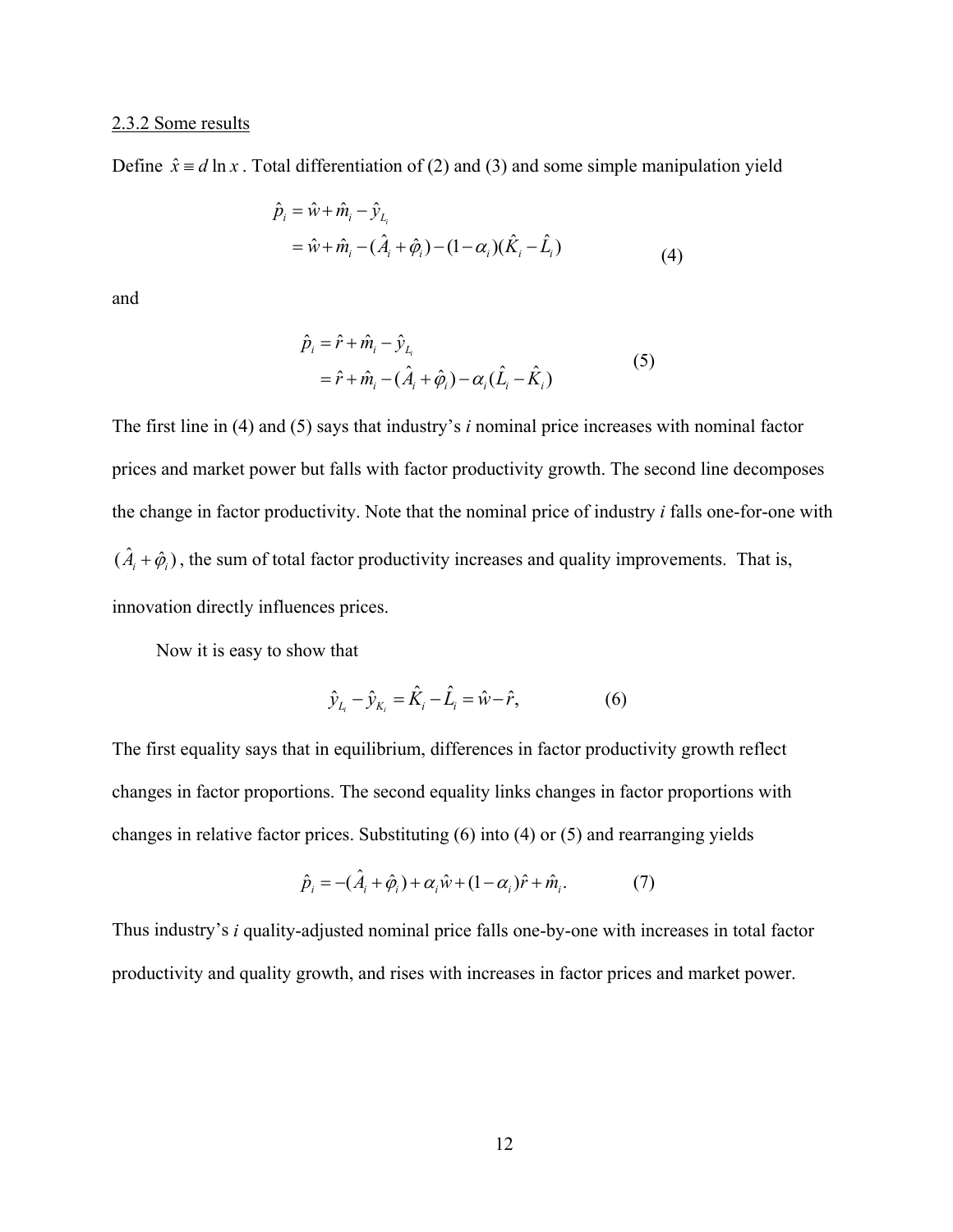2.3.2 Some results

Define $\hat{x} \equiv d \ln x$ . Total differentiation of (2) and (3) and some simple manipulation yield

$$\begin{aligned} \hat{p}_i &= \hat{w} + \hat{m}_i - \hat{y}_{L_i} \\ &= \hat{w} + \hat{m}_i - (\hat{A}_i + \hat{\varphi}_i) - (1-\alpha_i)(\hat{K}_i - \hat{L}_i) \end{aligned} \tag{4}$$

and

$$\begin{aligned} \hat{p}_i &= \hat{r} + \hat{m}_i - \hat{y}_{L_i} \\ &= \hat{r} + \hat{m}_i - (\hat{A}_i + \hat{\varphi}_i) - \alpha_i(\hat{L}_i - \hat{K}_i) \end{aligned} \tag{5}$$

The first line in (4) and (5) says that industry's *i* nominal price increases with nominal factor prices and market power but falls with factor productivity growth. The second line decomposes the change in factor productivity. Note that the nominal price of industry *i* falls one-for-one with $(\hat{A}_i + \hat{\varphi}_i)$, the sum of total factor productivity increases and quality improvements. That is, innovation directly influences prices.

Now it is easy to show that

$$\hat{y}_{L_i} - \hat{y}_{K_i} = \hat{K}_i - \hat{L}_i = \hat{w} - \hat{r}, \tag{6}$$

The first equality says that in equilibrium, differences in factor productivity growth reflect changes in factor proportions. The second equality links changes in factor proportions with changes in relative factor prices. Substituting (6) into (4) or (5) and rearranging yields

$$\hat{p}_i = -(\hat{A}_i + \hat{\varphi}_i) + \alpha_i \hat{w} + (1-\alpha_i)\hat{r} + \hat{m}_i. \tag{7}$$

Thus industry's *i* quality-adjusted nominal price falls one-by-one with increases in total factor productivity and quality growth, and rises with increases in factor prices and market power.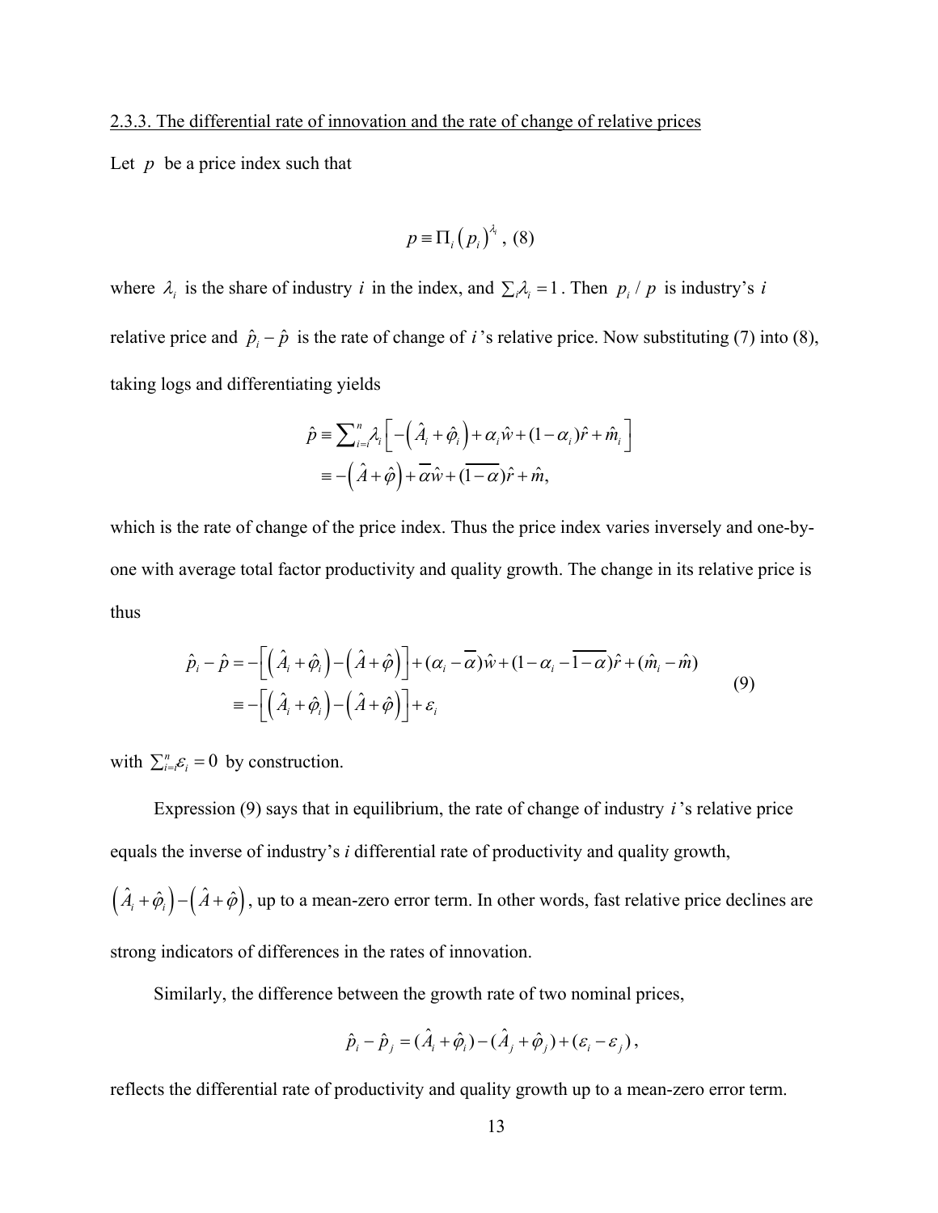2.3.3. The differential rate of innovation and the rate of change of relative prices

Let $p$ be a price index such that

$$p \equiv \Pi_i \left(p_i\right)^{\lambda_i}, \ (8)$$

where $\lambda_i$ is the share of industry $i$ in the index, and $\sum_i \lambda_i = 1$. Then $p_i / p$ is industry's $i$ relative price and $\hat{p}_i - \hat{p}$ is the rate of change of $i$'s relative price. Now substituting (7) into (8), taking logs and differentiating yields

$$\begin{aligned}
\hat{p} &\equiv \sum_{i=i}^{n} \lambda_i \left[ -\left(\hat{A}_i + \hat{\varphi}_i\right) + \alpha_i \hat{w} + (1-\alpha_i)\hat{r} + \hat{m}_i \right] \\
&\equiv -\left(\hat{A} + \hat{\varphi}\right) + \overline{\alpha}\hat{w} + (\overline{1-\alpha})\hat{r} + \hat{m},
\end{aligned}$$

which is the rate of change of the price index. Thus the price index varies inversely and one-by-one with average total factor productivity and quality growth. The change in its relative price is thus

$$\begin{aligned}
\hat{p}_i - \hat{p} &= -\left[\left(\hat{A}_i + \hat{\varphi}_i\right) - \left(\hat{A} + \hat{\varphi}\right)\right] + (\alpha_i - \overline{\alpha})\hat{w} + (1 - \alpha_i - \overline{1-\alpha})\hat{r} + (\hat{m}_i - \hat{m}) \\
&\equiv -\left[\left(\hat{A}_i + \hat{\varphi}_i\right) - \left(\hat{A} + \hat{\varphi}\right)\right] + \varepsilon_i
\end{aligned} \quad (9)$$

with $\sum_{i=i}^{n} \varepsilon_i = 0$ by construction.

Expression (9) says that in equilibrium, the rate of change of industry $i$'s relative price equals the inverse of industry's $i$ differential rate of productivity and quality growth, $\left(\hat{A}_i + \hat{\varphi}_i\right) - \left(\hat{A} + \hat{\varphi}\right)$, up to a mean-zero error term. In other words, fast relative price declines are strong indicators of differences in the rates of innovation.

Similarly, the difference between the growth rate of two nominal prices,

$$\hat{p}_i - \hat{p}_j = (\hat{A}_i + \hat{\varphi}_i) - (\hat{A}_j + \hat{\varphi}_j) + (\varepsilon_i - \varepsilon_j),$$

reflects the differential rate of productivity and quality growth up to a mean-zero error term.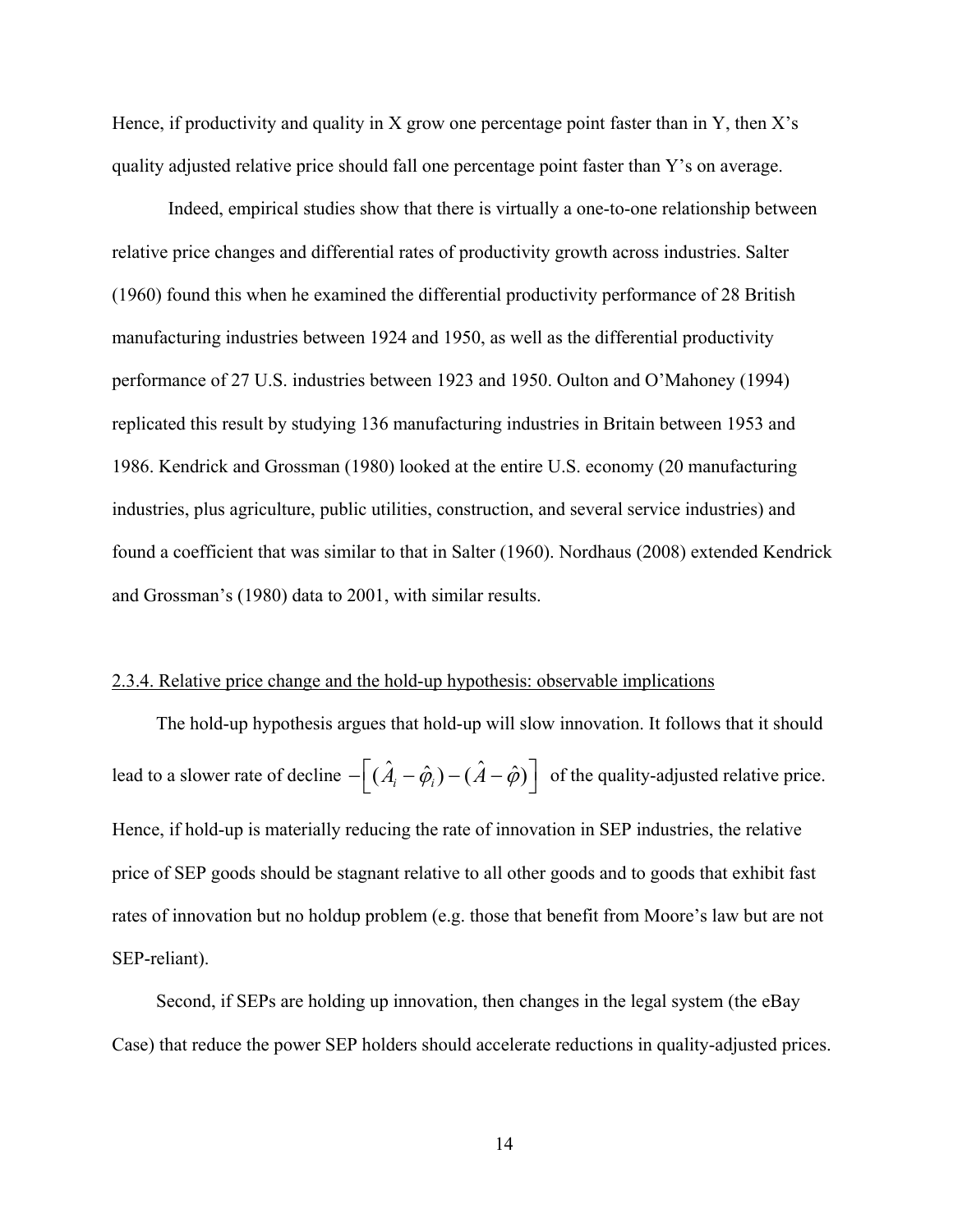Hence, if productivity and quality in X grow one percentage point faster than in Y, then X's quality adjusted relative price should fall one percentage point faster than Y's on average.

Indeed, empirical studies show that there is virtually a one-to-one relationship between relative price changes and differential rates of productivity growth across industries. Salter (1960) found this when he examined the differential productivity performance of 28 British manufacturing industries between 1924 and 1950, as well as the differential productivity performance of 27 U.S. industries between 1923 and 1950. Oulton and O'Mahoney (1994) replicated this result by studying 136 manufacturing industries in Britain between 1953 and 1986. Kendrick and Grossman (1980) looked at the entire U.S. economy (20 manufacturing industries, plus agriculture, public utilities, construction, and several service industries) and found a coefficient that was similar to that in Salter (1960). Nordhaus (2008) extended Kendrick and Grossman's (1980) data to 2001, with similar results.

2.3.4. Relative price change and the hold-up hypothesis: observable implications

The hold-up hypothesis argues that hold-up will slow innovation. It follows that it should lead to a slower rate of decline $-\left[(\hat{A}_i - \hat{\varphi}_i) - (\hat{A} - \hat{\varphi})\right]$ of the quality-adjusted relative price. Hence, if hold-up is materially reducing the rate of innovation in SEP industries, the relative price of SEP goods should be stagnant relative to all other goods and to goods that exhibit fast rates of innovation but no holdup problem (e.g. those that benefit from Moore's law but are not SEP-reliant).

Second, if SEPs are holding up innovation, then changes in the legal system (the eBay Case) that reduce the power SEP holders should accelerate reductions in quality-adjusted prices.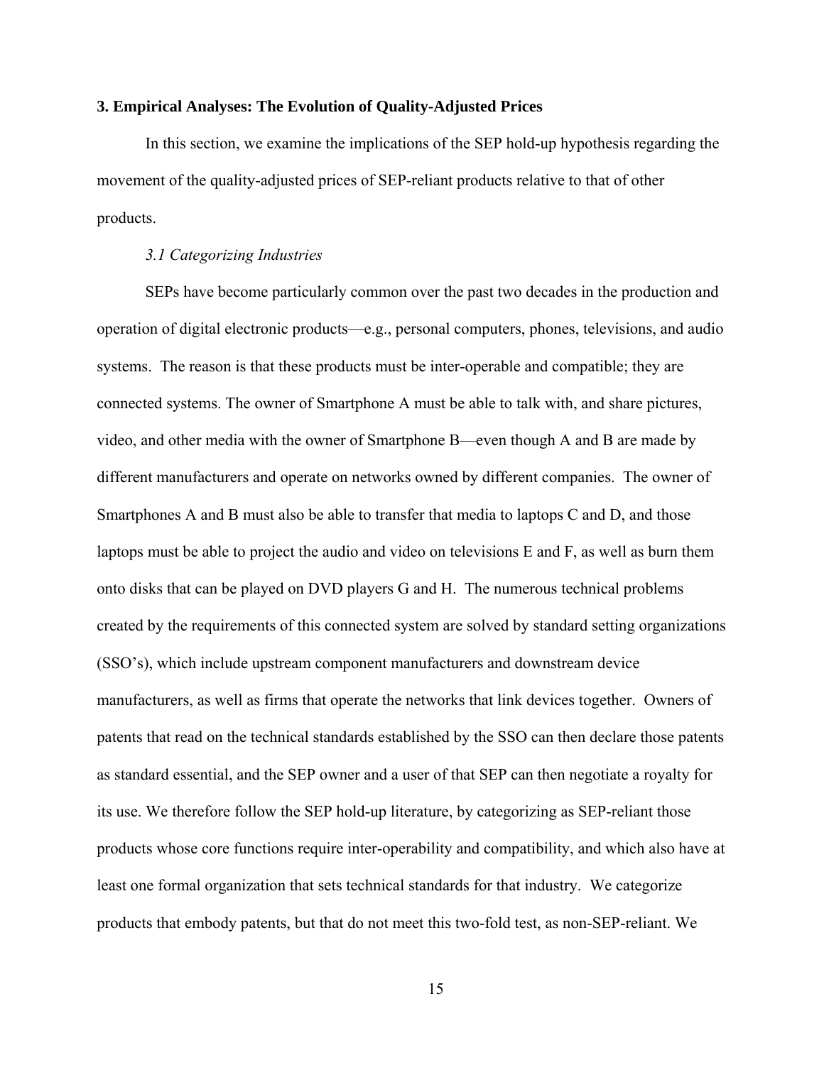## 3. Empirical Analyses: The Evolution of Quality-Adjusted Prices

In this section, we examine the implications of the SEP hold-up hypothesis regarding the movement of the quality-adjusted prices of SEP-reliant products relative to that of other products.

### *3.1 Categorizing Industries*

SEPs have become particularly common over the past two decades in the production and operation of digital electronic products—e.g., personal computers, phones, televisions, and audio systems. The reason is that these products must be inter-operable and compatible; they are connected systems. The owner of Smartphone A must be able to talk with, and share pictures, video, and other media with the owner of Smartphone B—even though A and B are made by different manufacturers and operate on networks owned by different companies. The owner of Smartphones A and B must also be able to transfer that media to laptops C and D, and those laptops must be able to project the audio and video on televisions E and F, as well as burn them onto disks that can be played on DVD players G and H. The numerous technical problems created by the requirements of this connected system are solved by standard setting organizations (SSO's), which include upstream component manufacturers and downstream device manufacturers, as well as firms that operate the networks that link devices together. Owners of patents that read on the technical standards established by the SSO can then declare those patents as standard essential, and the SEP owner and a user of that SEP can then negotiate a royalty for its use. We therefore follow the SEP hold-up literature, by categorizing as SEP-reliant those products whose core functions require inter-operability and compatibility, and which also have at least one formal organization that sets technical standards for that industry. We categorize products that embody patents, but that do not meet this two-fold test, as non-SEP-reliant. We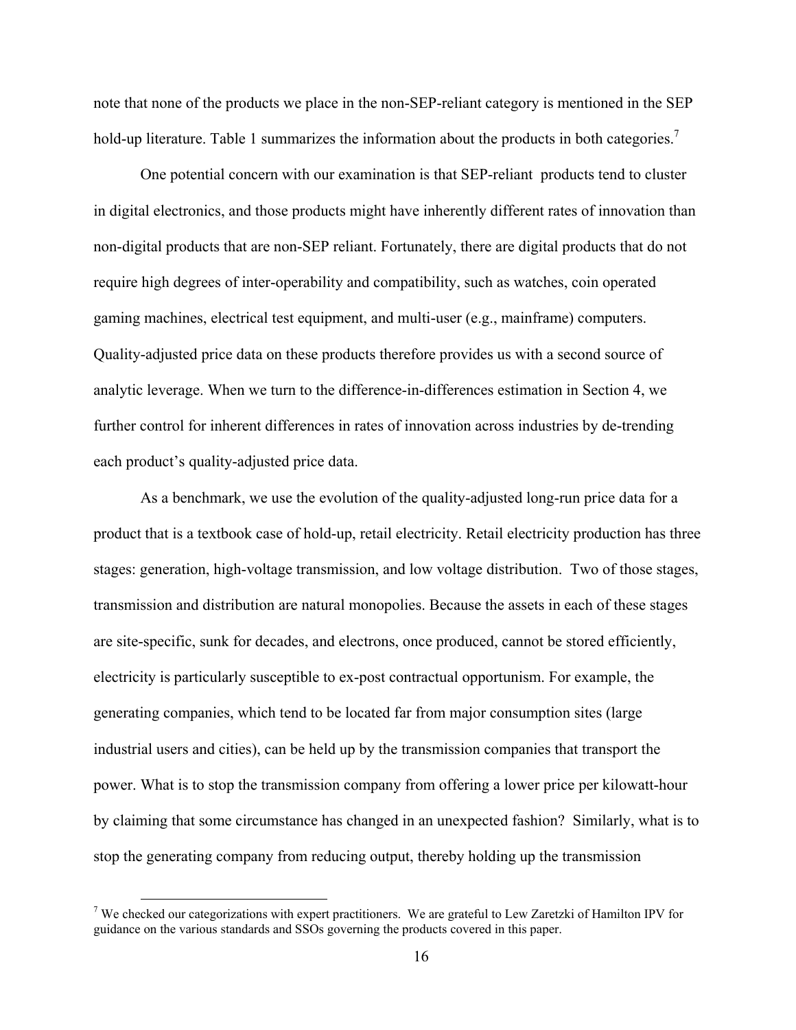note that none of the products we place in the non-SEP-reliant category is mentioned in the SEP hold-up literature. Table 1 summarizes the information about the products in both categories.[7]

One potential concern with our examination is that SEP-reliant products tend to cluster in digital electronics, and those products might have inherently different rates of innovation than non-digital products that are non-SEP reliant. Fortunately, there are digital products that do not require high degrees of inter-operability and compatibility, such as watches, coin operated gaming machines, electrical test equipment, and multi-user (e.g., mainframe) computers. Quality-adjusted price data on these products therefore provides us with a second source of analytic leverage. When we turn to the difference-in-differences estimation in Section 4, we further control for inherent differences in rates of innovation across industries by de-trending each product's quality-adjusted price data.

As a benchmark, we use the evolution of the quality-adjusted long-run price data for a product that is a textbook case of hold-up, retail electricity. Retail electricity production has three stages: generation, high-voltage transmission, and low voltage distribution. Two of those stages, transmission and distribution are natural monopolies. Because the assets in each of these stages are site-specific, sunk for decades, and electrons, once produced, cannot be stored efficiently, electricity is particularly susceptible to ex-post contractual opportunism. For example, the generating companies, which tend to be located far from major consumption sites (large industrial users and cities), can be held up by the transmission companies that transport the power. What is to stop the transmission company from offering a lower price per kilowatt-hour by claiming that some circumstance has changed in an unexpected fashion? Similarly, what is to stop the generating company from reducing output, thereby holding up the transmission

[7] We checked our categorizations with expert practitioners. We are grateful to Lew Zaretzki of Hamilton IPV for guidance on the various standards and SSOs governing the products covered in this paper.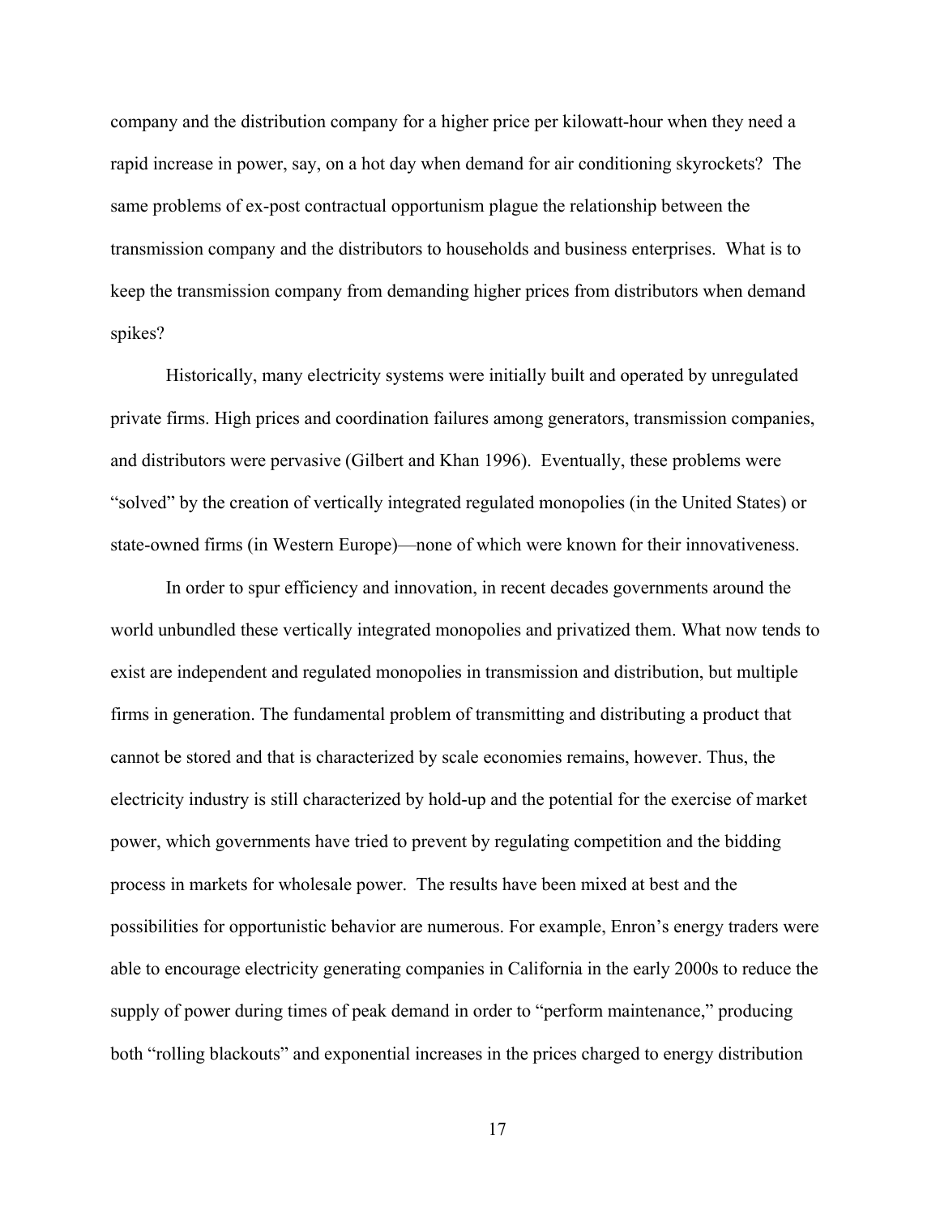company and the distribution company for a higher price per kilowatt-hour when they need a rapid increase in power, say, on a hot day when demand for air conditioning skyrockets? The same problems of ex-post contractual opportunism plague the relationship between the transmission company and the distributors to households and business enterprises. What is to keep the transmission company from demanding higher prices from distributors when demand spikes?

Historically, many electricity systems were initially built and operated by unregulated private firms. High prices and coordination failures among generators, transmission companies, and distributors were pervasive (Gilbert and Khan 1996). Eventually, these problems were "solved" by the creation of vertically integrated regulated monopolies (in the United States) or state-owned firms (in Western Europe)—none of which were known for their innovativeness.

In order to spur efficiency and innovation, in recent decades governments around the world unbundled these vertically integrated monopolies and privatized them. What now tends to exist are independent and regulated monopolies in transmission and distribution, but multiple firms in generation. The fundamental problem of transmitting and distributing a product that cannot be stored and that is characterized by scale economies remains, however. Thus, the electricity industry is still characterized by hold-up and the potential for the exercise of market power, which governments have tried to prevent by regulating competition and the bidding process in markets for wholesale power. The results have been mixed at best and the possibilities for opportunistic behavior are numerous. For example, Enron's energy traders were able to encourage electricity generating companies in California in the early 2000s to reduce the supply of power during times of peak demand in order to "perform maintenance," producing both "rolling blackouts" and exponential increases in the prices charged to energy distribution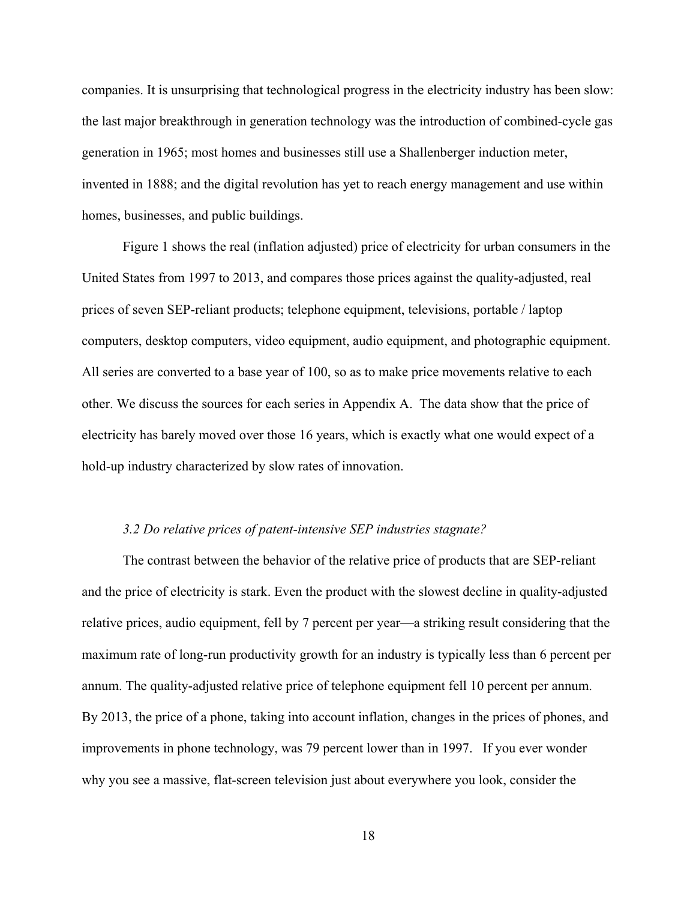companies. It is unsurprising that technological progress in the electricity industry has been slow: the last major breakthrough in generation technology was the introduction of combined-cycle gas generation in 1965; most homes and businesses still use a Shallenberger induction meter, invented in 1888; and the digital revolution has yet to reach energy management and use within homes, businesses, and public buildings.

Figure 1 shows the real (inflation adjusted) price of electricity for urban consumers in the United States from 1997 to 2013, and compares those prices against the quality-adjusted, real prices of seven SEP-reliant products; telephone equipment, televisions, portable / laptop computers, desktop computers, video equipment, audio equipment, and photographic equipment. All series are converted to a base year of 100, so as to make price movements relative to each other. We discuss the sources for each series in Appendix A. The data show that the price of electricity has barely moved over those 16 years, which is exactly what one would expect of a hold-up industry characterized by slow rates of innovation.

### *3.2 Do relative prices of patent-intensive SEP industries stagnate?*

The contrast between the behavior of the relative price of products that are SEP-reliant and the price of electricity is stark. Even the product with the slowest decline in quality-adjusted relative prices, audio equipment, fell by 7 percent per year—a striking result considering that the maximum rate of long-run productivity growth for an industry is typically less than 6 percent per annum. The quality-adjusted relative price of telephone equipment fell 10 percent per annum. By 2013, the price of a phone, taking into account inflation, changes in the prices of phones, and improvements in phone technology, was 79 percent lower than in 1997. If you ever wonder why you see a massive, flat-screen television just about everywhere you look, consider the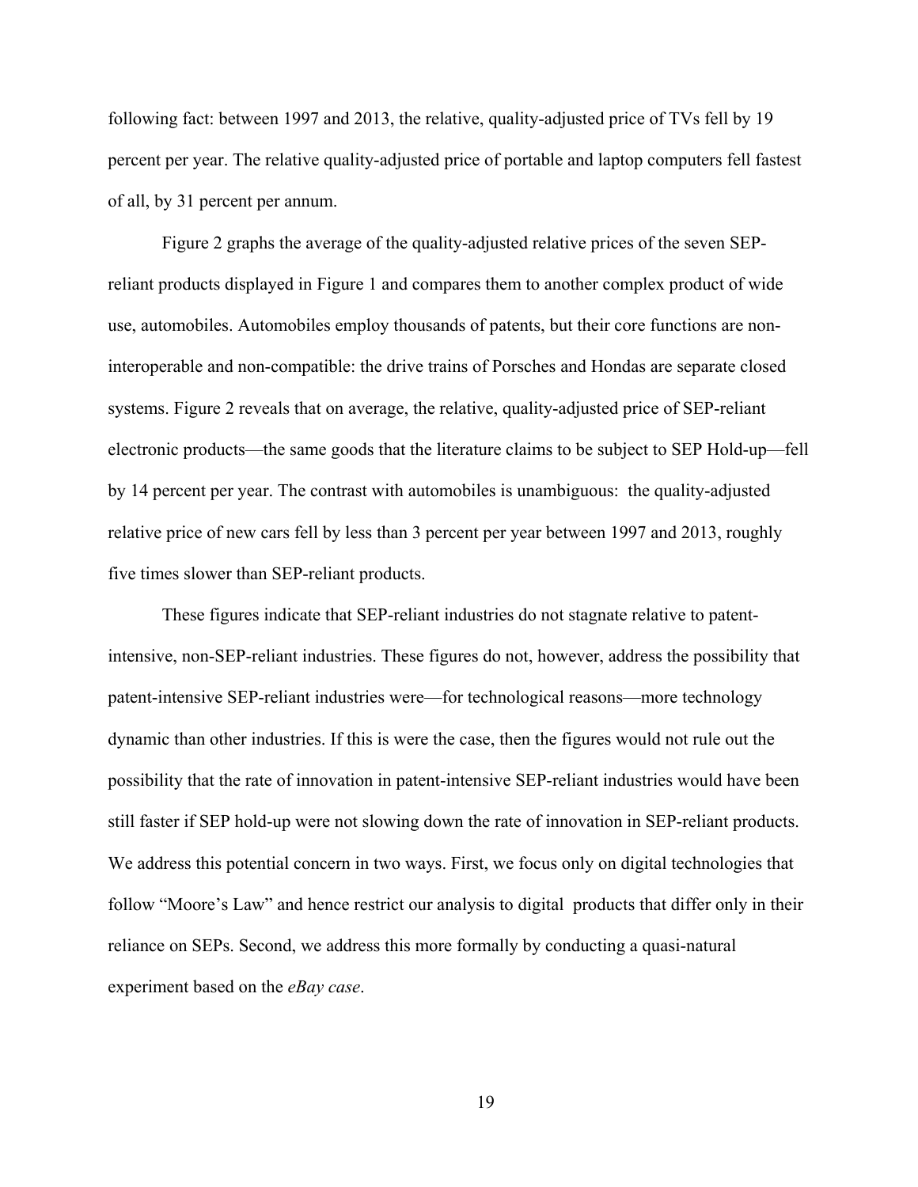following fact: between 1997 and 2013, the relative, quality-adjusted price of TVs fell by 19 percent per year. The relative quality-adjusted price of portable and laptop computers fell fastest of all, by 31 percent per annum.

Figure 2 graphs the average of the quality-adjusted relative prices of the seven SEP-reliant products displayed in Figure 1 and compares them to another complex product of wide use, automobiles. Automobiles employ thousands of patents, but their core functions are non-interoperable and non-compatible: the drive trains of Porsches and Hondas are separate closed systems. Figure 2 reveals that on average, the relative, quality-adjusted price of SEP-reliant electronic products—the same goods that the literature claims to be subject to SEP Hold-up—fell by 14 percent per year. The contrast with automobiles is unambiguous: the quality-adjusted relative price of new cars fell by less than 3 percent per year between 1997 and 2013, roughly five times slower than SEP-reliant products.

These figures indicate that SEP-reliant industries do not stagnate relative to patent-intensive, non-SEP-reliant industries. These figures do not, however, address the possibility that patent-intensive SEP-reliant industries were—for technological reasons—more technology dynamic than other industries. If this is were the case, then the figures would not rule out the possibility that the rate of innovation in patent-intensive SEP-reliant industries would have been still faster if SEP hold-up were not slowing down the rate of innovation in SEP-reliant products. We address this potential concern in two ways. First, we focus only on digital technologies that follow "Moore's Law" and hence restrict our analysis to digital products that differ only in their reliance on SEPs. Second, we address this more formally by conducting a quasi-natural experiment based on the *eBay case*.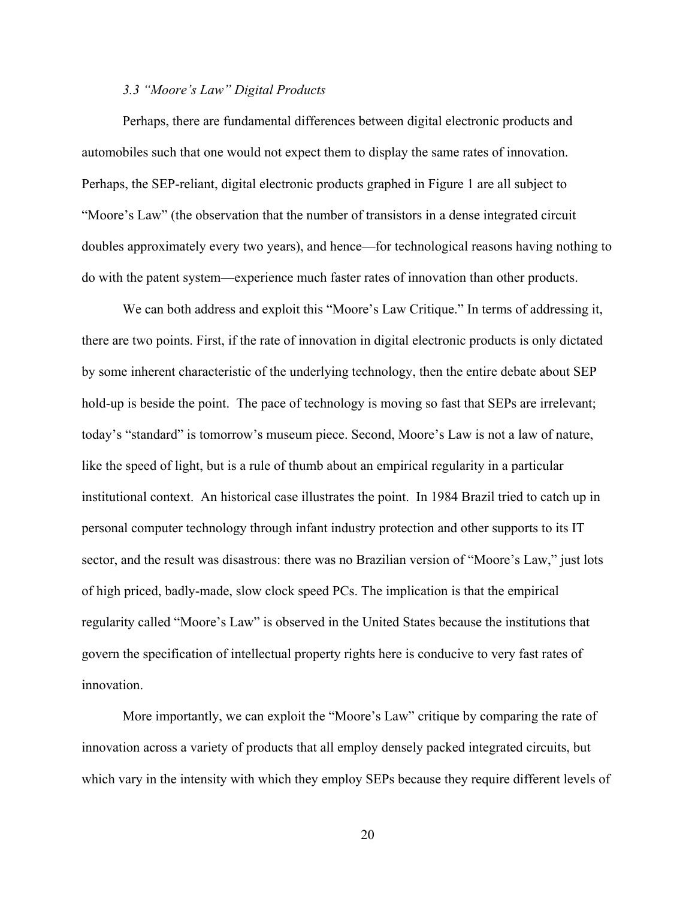### *3.3 "Moore's Law" Digital Products*

Perhaps, there are fundamental differences between digital electronic products and automobiles such that one would not expect them to display the same rates of innovation. Perhaps, the SEP-reliant, digital electronic products graphed in Figure 1 are all subject to "Moore's Law" (the observation that the number of transistors in a dense integrated circuit doubles approximately every two years), and hence—for technological reasons having nothing to do with the patent system—experience much faster rates of innovation than other products.

We can both address and exploit this "Moore's Law Critique." In terms of addressing it, there are two points. First, if the rate of innovation in digital electronic products is only dictated by some inherent characteristic of the underlying technology, then the entire debate about SEP hold-up is beside the point. The pace of technology is moving so fast that SEPs are irrelevant; today's "standard" is tomorrow's museum piece. Second, Moore's Law is not a law of nature, like the speed of light, but is a rule of thumb about an empirical regularity in a particular institutional context. An historical case illustrates the point. In 1984 Brazil tried to catch up in personal computer technology through infant industry protection and other supports to its IT sector, and the result was disastrous: there was no Brazilian version of "Moore's Law," just lots of high priced, badly-made, slow clock speed PCs. The implication is that the empirical regularity called "Moore's Law" is observed in the United States because the institutions that govern the specification of intellectual property rights here is conducive to very fast rates of innovation.

More importantly, we can exploit the "Moore's Law" critique by comparing the rate of innovation across a variety of products that all employ densely packed integrated circuits, but which vary in the intensity with which they employ SEPs because they require different levels of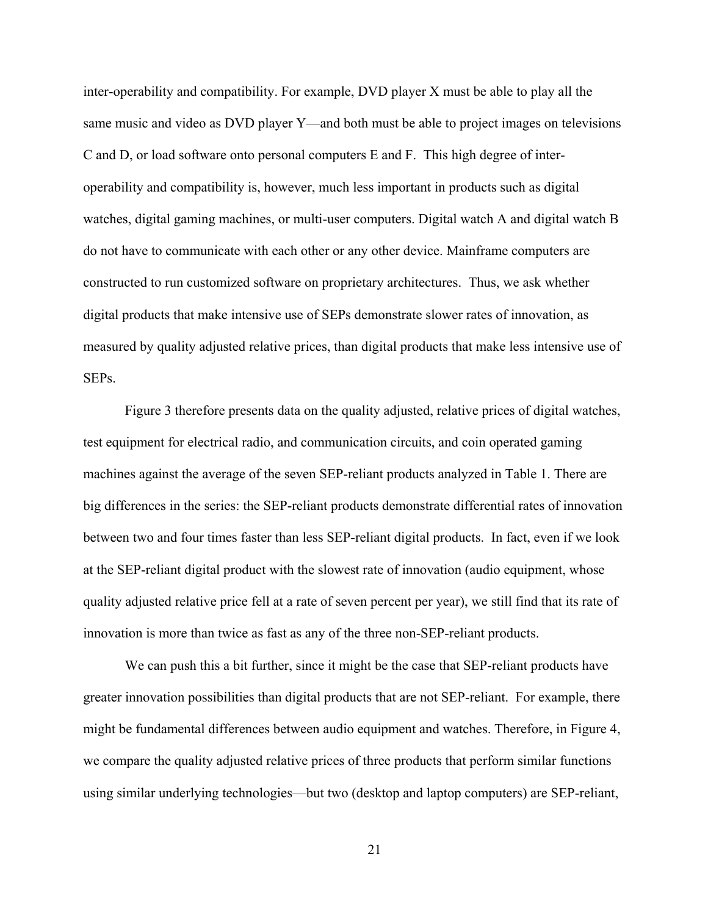inter-operability and compatibility. For example, DVD player X must be able to play all the same music and video as DVD player Y—and both must be able to project images on televisions C and D, or load software onto personal computers E and F. This high degree of inter-operability and compatibility is, however, much less important in products such as digital watches, digital gaming machines, or multi-user computers. Digital watch A and digital watch B do not have to communicate with each other or any other device. Mainframe computers are constructed to run customized software on proprietary architectures. Thus, we ask whether digital products that make intensive use of SEPs demonstrate slower rates of innovation, as measured by quality adjusted relative prices, than digital products that make less intensive use of SEPs.

Figure 3 therefore presents data on the quality adjusted, relative prices of digital watches, test equipment for electrical radio, and communication circuits, and coin operated gaming machines against the average of the seven SEP-reliant products analyzed in Table 1. There are big differences in the series: the SEP-reliant products demonstrate differential rates of innovation between two and four times faster than less SEP-reliant digital products. In fact, even if we look at the SEP-reliant digital product with the slowest rate of innovation (audio equipment, whose quality adjusted relative price fell at a rate of seven percent per year), we still find that its rate of innovation is more than twice as fast as any of the three non-SEP-reliant products.

We can push this a bit further, since it might be the case that SEP-reliant products have greater innovation possibilities than digital products that are not SEP-reliant. For example, there might be fundamental differences between audio equipment and watches. Therefore, in Figure 4, we compare the quality adjusted relative prices of three products that perform similar functions using similar underlying technologies—but two (desktop and laptop computers) are SEP-reliant,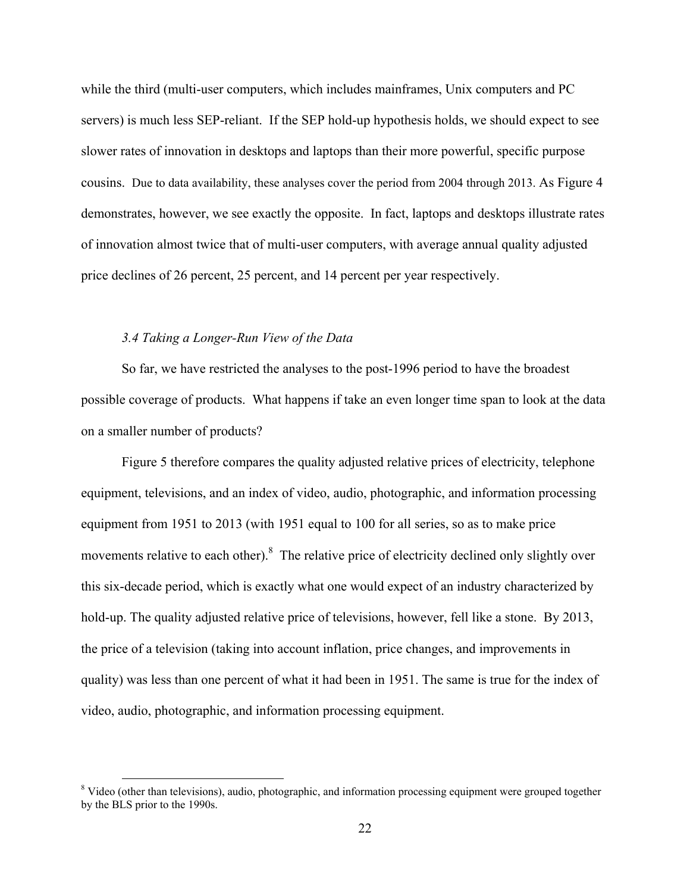while the third (multi-user computers, which includes mainframes, Unix computers and PC servers) is much less SEP-reliant. If the SEP hold-up hypothesis holds, we should expect to see slower rates of innovation in desktops and laptops than their more powerful, specific purpose cousins. Due to data availability, these analyses cover the period from 2004 through 2013. As Figure 4 demonstrates, however, we see exactly the opposite. In fact, laptops and desktops illustrate rates of innovation almost twice that of multi-user computers, with average annual quality adjusted price declines of 26 percent, 25 percent, and 14 percent per year respectively.

### *3.4 Taking a Longer-Run View of the Data*

So far, we have restricted the analyses to the post-1996 period to have the broadest possible coverage of products. What happens if take an even longer time span to look at the data on a smaller number of products?

Figure 5 therefore compares the quality adjusted relative prices of electricity, telephone equipment, televisions, and an index of video, audio, photographic, and information processing equipment from 1951 to 2013 (with 1951 equal to 100 for all series, so as to make price movements relative to each other).[8] The relative price of electricity declined only slightly over this six-decade period, which is exactly what one would expect of an industry characterized by hold-up. The quality adjusted relative price of televisions, however, fell like a stone. By 2013, the price of a television (taking into account inflation, price changes, and improvements in quality) was less than one percent of what it had been in 1951. The same is true for the index of video, audio, photographic, and information processing equipment.

[8] Video (other than televisions), audio, photographic, and information processing equipment were grouped together by the BLS prior to the 1990s.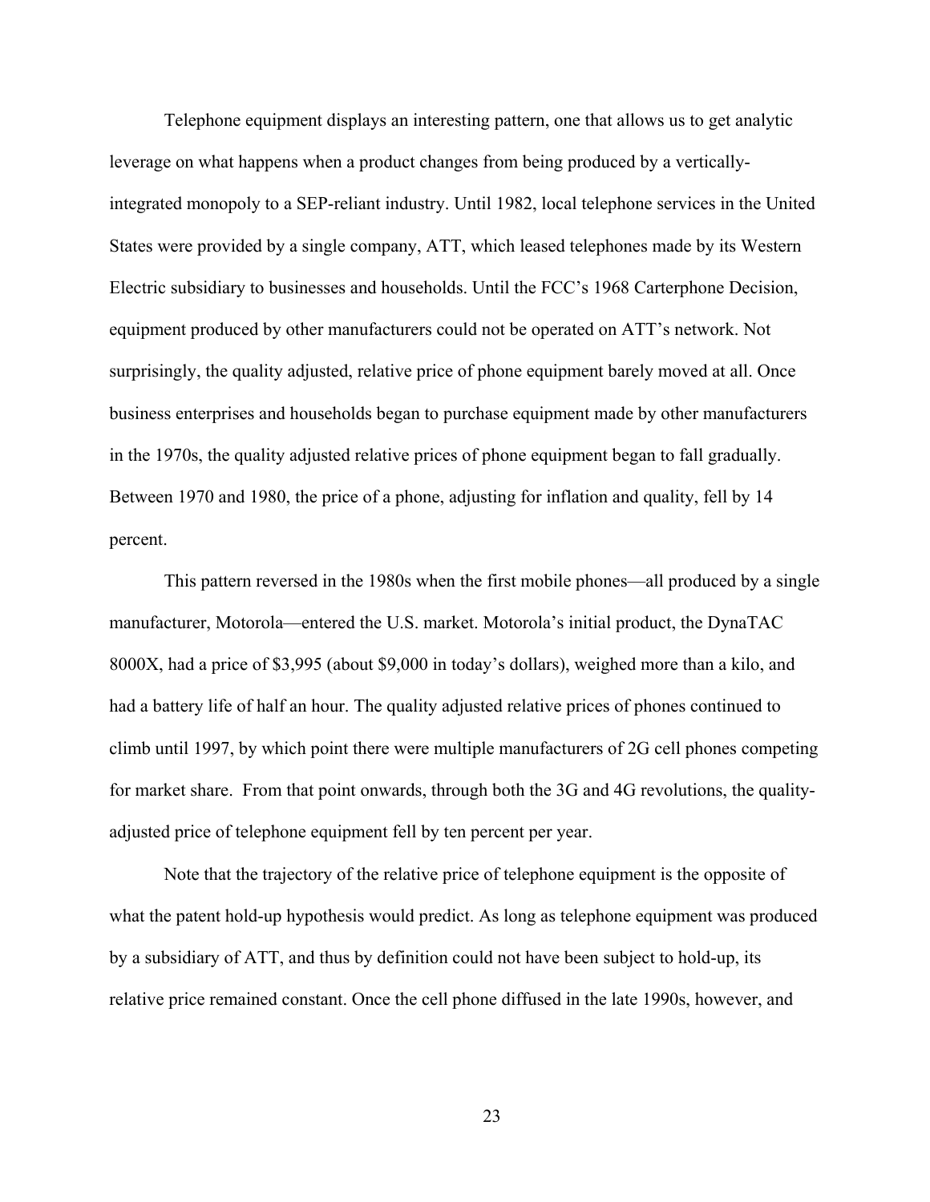Telephone equipment displays an interesting pattern, one that allows us to get analytic leverage on what happens when a product changes from being produced by a vertically-integrated monopoly to a SEP-reliant industry. Until 1982, local telephone services in the United States were provided by a single company, ATT, which leased telephones made by its Western Electric subsidiary to businesses and households. Until the FCC's 1968 Carterphone Decision, equipment produced by other manufacturers could not be operated on ATT's network. Not surprisingly, the quality adjusted, relative price of phone equipment barely moved at all. Once business enterprises and households began to purchase equipment made by other manufacturers in the 1970s, the quality adjusted relative prices of phone equipment began to fall gradually. Between 1970 and 1980, the price of a phone, adjusting for inflation and quality, fell by 14 percent.

This pattern reversed in the 1980s when the first mobile phones—all produced by a single manufacturer, Motorola—entered the U.S. market. Motorola's initial product, the DynaTAC 8000X, had a price of $3,995 (about $9,000 in today's dollars), weighed more than a kilo, and had a battery life of half an hour. The quality adjusted relative prices of phones continued to climb until 1997, by which point there were multiple manufacturers of 2G cell phones competing for market share. From that point onwards, through both the 3G and 4G revolutions, the quality-adjusted price of telephone equipment fell by ten percent per year.

Note that the trajectory of the relative price of telephone equipment is the opposite of what the patent hold-up hypothesis would predict. As long as telephone equipment was produced by a subsidiary of ATT, and thus by definition could not have been subject to hold-up, its relative price remained constant. Once the cell phone diffused in the late 1990s, however, and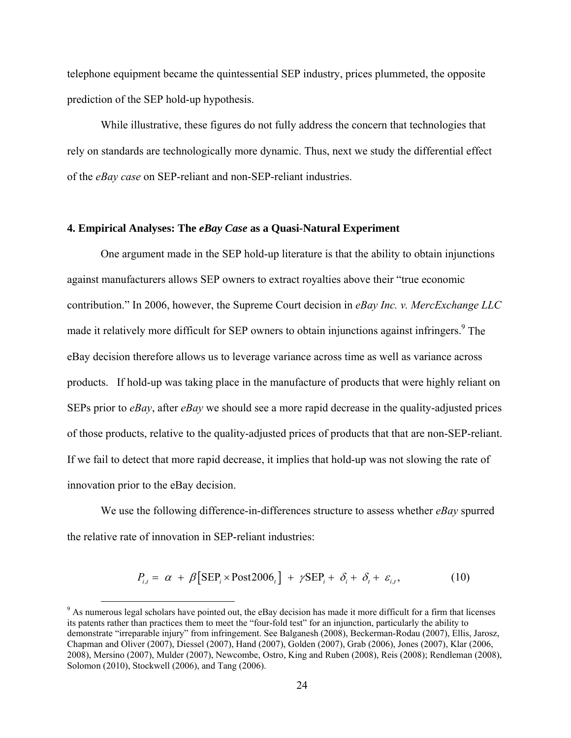telephone equipment became the quintessential SEP industry, prices plummeted, the opposite prediction of the SEP hold-up hypothesis.

While illustrative, these figures do not fully address the concern that technologies that rely on standards are technologically more dynamic. Thus, next we study the differential effect of the *eBay case* on SEP-reliant and non-SEP-reliant industries.

## 4. Empirical Analyses: The *eBay Case* as a Quasi-Natural Experiment

One argument made in the SEP hold-up literature is that the ability to obtain injunctions against manufacturers allows SEP owners to extract royalties above their "true economic contribution." In 2006, however, the Supreme Court decision in *eBay Inc. v. MercExchange LLC* made it relatively more difficult for SEP owners to obtain injunctions against infringers.[9] The eBay decision therefore allows us to leverage variance across time as well as variance across products. If hold-up was taking place in the manufacture of products that were highly reliant on SEPs prior to *eBay*, after *eBay* we should see a more rapid decrease in the quality-adjusted prices of those products, relative to the quality-adjusted prices of products that that are non-SEP-reliant. If we fail to detect that more rapid decrease, it implies that hold-up was not slowing the rate of innovation prior to the eBay decision.

We use the following difference-in-differences structure to assess whether *eBay* spurred the relative rate of innovation in SEP-reliant industries:

$$P_{i,t} = \alpha + \beta\left[\text{SEP}_i \times \text{Post2006}_t\right] + \gamma\text{SEP}_i + \delta_i + \delta_t + \varepsilon_{i,t}, \tag{10}$$

[9] As numerous legal scholars have pointed out, the eBay decision has made it more difficult for a firm that licenses its patents rather than practices them to meet the "four-fold test" for an injunction, particularly the ability to demonstrate "irreparable injury" from infringement. See Balganesh (2008), Beckerman-Rodau (2007), Ellis, Jarosz, Chapman and Oliver (2007), Diessel (2007), Hand (2007), Golden (2007), Grab (2006), Jones (2007), Klar (2006, 2008), Mersino (2007), Mulder (2007), Newcombe, Ostro, King and Ruben (2008), Reis (2008); Rendleman (2008), Solomon (2010), Stockwell (2006), and Tang (2006).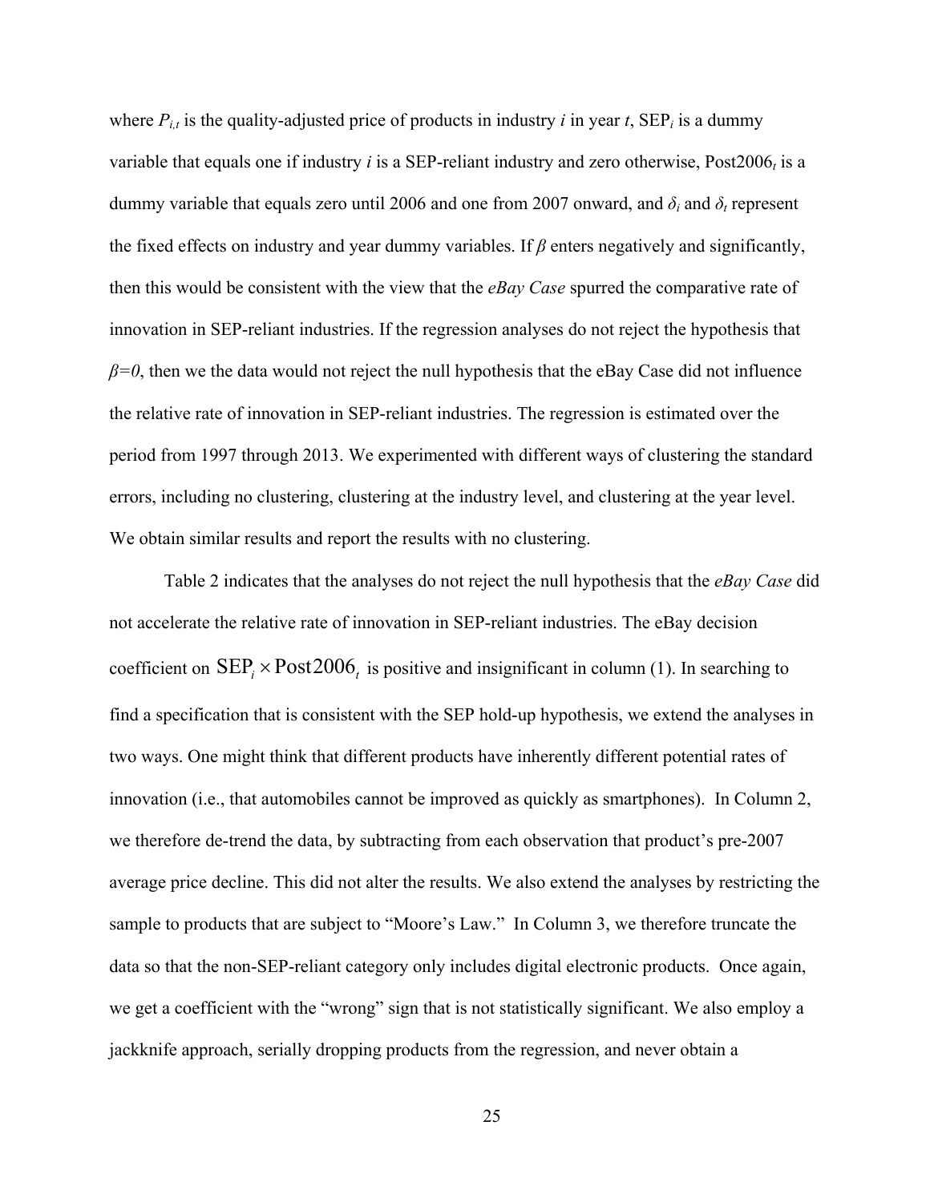where $P_{i,t}$ is the quality-adjusted price of products in industry *i* in year *t*, $\text{SEP}_i$ is a dummy variable that equals one if industry *i* is a SEP-reliant industry and zero otherwise, $\text{Post2006}_t$ is a dummy variable that equals zero until 2006 and one from 2007 onward, and $\delta_i$ and $\delta_t$ represent the fixed effects on industry and year dummy variables. If $\beta$ enters negatively and significantly, then this would be consistent with the view that the *eBay Case* spurred the comparative rate of innovation in SEP-reliant industries. If the regression analyses do not reject the hypothesis that $\beta=0$, then we the data would not reject the null hypothesis that the eBay Case did not influence the relative rate of innovation in SEP-reliant industries. The regression is estimated over the period from 1997 through 2013. We experimented with different ways of clustering the standard errors, including no clustering, clustering at the industry level, and clustering at the year level. We obtain similar results and report the results with no clustering.

Table 2 indicates that the analyses do not reject the null hypothesis that the *eBay Case* did not accelerate the relative rate of innovation in SEP-reliant industries. The eBay decision coefficient on $\text{SEP}_i \times \text{Post2006}_t$ is positive and insignificant in column (1). In searching to find a specification that is consistent with the SEP hold-up hypothesis, we extend the analyses in two ways. One might think that different products have inherently different potential rates of innovation (i.e., that automobiles cannot be improved as quickly as smartphones). In Column 2, we therefore de-trend the data, by subtracting from each observation that product's pre-2007 average price decline. This did not alter the results. We also extend the analyses by restricting the sample to products that are subject to "Moore's Law." In Column 3, we therefore truncate the data so that the non-SEP-reliant category only includes digital electronic products. Once again, we get a coefficient with the "wrong" sign that is not statistically significant. We also employ a jackknife approach, serially dropping products from the regression, and never obtain a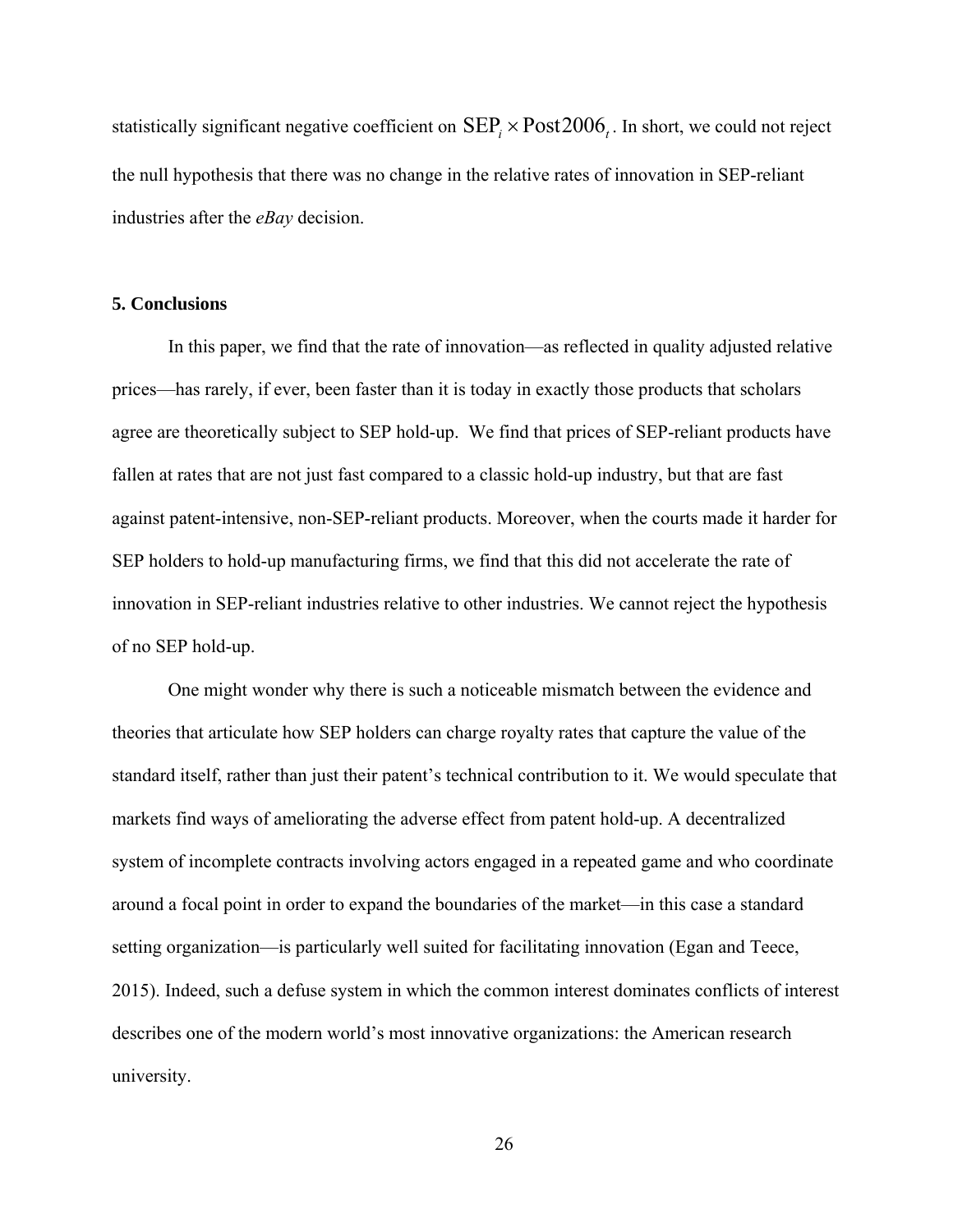statistically significant negative coefficient on $\text{SEP}_i \times \text{Post2006}_t$. In short, we could not reject the null hypothesis that there was no change in the relative rates of innovation in SEP-reliant industries after the *eBay* decision.

## 5. Conclusions

In this paper, we find that the rate of innovation—as reflected in quality adjusted relative prices—has rarely, if ever, been faster than it is today in exactly those products that scholars agree are theoretically subject to SEP hold-up. We find that prices of SEP-reliant products have fallen at rates that are not just fast compared to a classic hold-up industry, but that are fast against patent-intensive, non-SEP-reliant products. Moreover, when the courts made it harder for SEP holders to hold-up manufacturing firms, we find that this did not accelerate the rate of innovation in SEP-reliant industries relative to other industries. We cannot reject the hypothesis of no SEP hold-up.

One might wonder why there is such a noticeable mismatch between the evidence and theories that articulate how SEP holders can charge royalty rates that capture the value of the standard itself, rather than just their patent's technical contribution to it. We would speculate that markets find ways of ameliorating the adverse effect from patent hold-up. A decentralized system of incomplete contracts involving actors engaged in a repeated game and who coordinate around a focal point in order to expand the boundaries of the market—in this case a standard setting organization—is particularly well suited for facilitating innovation (Egan and Teece, 2015). Indeed, such a defuse system in which the common interest dominates conflicts of interest describes one of the modern world's most innovative organizations: the American research university.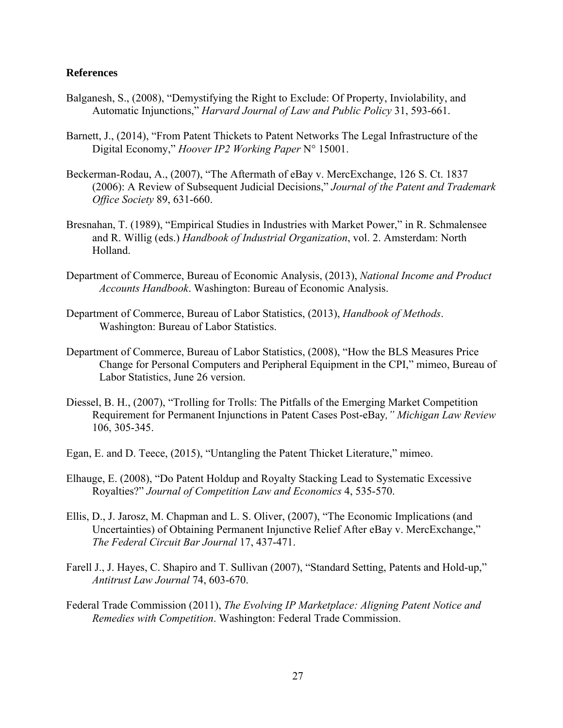**References**

Balganesh, S., (2008), "Demystifying the Right to Exclude: Of Property, Inviolability, and Automatic Injunctions," *Harvard Journal of Law and Public Policy* 31, 593-661.

Barnett, J., (2014), "From Patent Thickets to Patent Networks The Legal Infrastructure of the Digital Economy," *Hoover IP2 Working Paper* N° 15001.

Beckerman-Rodau, A., (2007), "The Aftermath of eBay v. MercExchange, 126 S. Ct. 1837 (2006): A Review of Subsequent Judicial Decisions," *Journal of the Patent and Trademark Office Society* 89, 631-660.

Bresnahan, T. (1989), "Empirical Studies in Industries with Market Power," in R. Schmalensee and R. Willig (eds.) *Handbook of Industrial Organization*, vol. 2. Amsterdam: North Holland.

Department of Commerce, Bureau of Economic Analysis, (2013), *National Income and Product Accounts Handbook*. Washington: Bureau of Economic Analysis.

Department of Commerce, Bureau of Labor Statistics, (2013), *Handbook of Methods*. Washington: Bureau of Labor Statistics.

Department of Commerce, Bureau of Labor Statistics, (2008), "How the BLS Measures Price Change for Personal Computers and Peripheral Equipment in the CPI," mimeo, Bureau of Labor Statistics, June 26 version.

Diessel, B. H., (2007), "Trolling for Trolls: The Pitfalls of the Emerging Market Competition Requirement for Permanent Injunctions in Patent Cases Post-eBay," *Michigan Law Review* 106, 305-345.

Egan, E. and D. Teece, (2015), "Untangling the Patent Thicket Literature," mimeo.

Elhauge, E. (2008), "Do Patent Holdup and Royalty Stacking Lead to Systematic Excessive Royalties?" *Journal of Competition Law and Economics* 4, 535-570.

Ellis, D., J. Jarosz, M. Chapman and L. S. Oliver, (2007), "The Economic Implications (and Uncertainties) of Obtaining Permanent Injunctive Relief After eBay v. MercExchange," *The Federal Circuit Bar Journal* 17, 437-471.

Farell J., J. Hayes, C. Shapiro and T. Sullivan (2007), "Standard Setting, Patents and Hold-up," *Antitrust Law Journal* 74, 603-670.

Federal Trade Commission (2011), *The Evolving IP Marketplace: Aligning Patent Notice and Remedies with Competition*. Washington: Federal Trade Commission.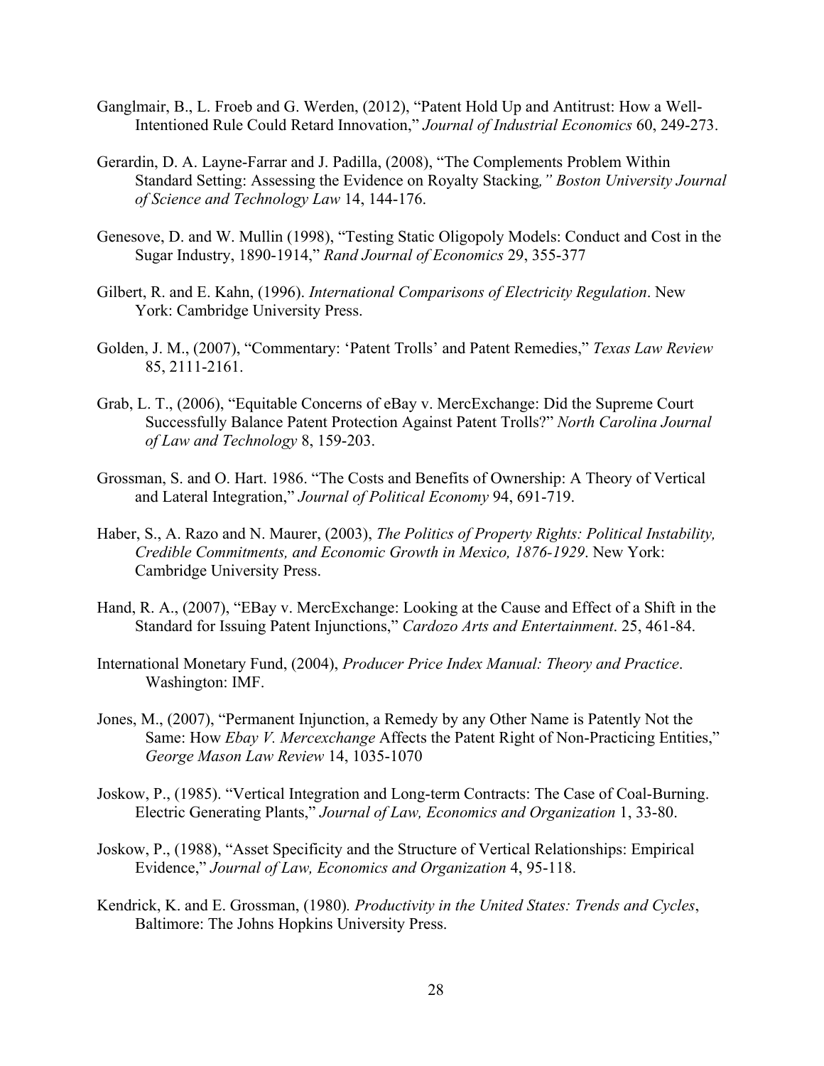Ganglmair, B., L. Froeb and G. Werden, (2012), "Patent Hold Up and Antitrust: How a Well-Intentioned Rule Could Retard Innovation," *Journal of Industrial Economics* 60, 249-273.

Gerardin, D. A. Layne-Farrar and J. Padilla, (2008), "The Complements Problem Within Standard Setting: Assessing the Evidence on Royalty Stacking*," Boston University Journal of Science and Technology Law* 14, 144-176.

Genesove, D. and W. Mullin (1998), "Testing Static Oligopoly Models: Conduct and Cost in the Sugar Industry, 1890-1914," *Rand Journal of Economics* 29, 355-377

Gilbert, R. and E. Kahn, (1996). *International Comparisons of Electricity Regulation*. New York: Cambridge University Press.

Golden, J. M., (2007), "Commentary: 'Patent Trolls' and Patent Remedies," *Texas Law Review* 85, 2111-2161.

Grab, L. T., (2006), "Equitable Concerns of eBay v. MercExchange: Did the Supreme Court Successfully Balance Patent Protection Against Patent Trolls?" *North Carolina Journal of Law and Technology* 8, 159-203.

Grossman, S. and O. Hart. 1986. "The Costs and Benefits of Ownership: A Theory of Vertical and Lateral Integration," *Journal of Political Economy* 94, 691-719.

Haber, S., A. Razo and N. Maurer, (2003), *The Politics of Property Rights: Political Instability, Credible Commitments, and Economic Growth in Mexico, 1876-1929*. New York: Cambridge University Press.

Hand, R. A., (2007), "EBay v. MercExchange: Looking at the Cause and Effect of a Shift in the Standard for Issuing Patent Injunctions," *Cardozo Arts and Entertainment*. 25, 461-84.

International Monetary Fund, (2004), *Producer Price Index Manual: Theory and Practice*. Washington: IMF.

Jones, M., (2007), "Permanent Injunction, a Remedy by any Other Name is Patently Not the Same: How *Ebay V. Mercexchange* Affects the Patent Right of Non-Practicing Entities," *George Mason Law Review* 14, 1035-1070

Joskow, P., (1985). "Vertical Integration and Long-term Contracts: The Case of Coal-Burning. Electric Generating Plants," *Journal of Law, Economics and Organization* 1, 33-80.

Joskow, P., (1988), "Asset Specificity and the Structure of Vertical Relationships: Empirical Evidence," *Journal of Law, Economics and Organization* 4, 95-118.

Kendrick, K. and E. Grossman, (1980). *Productivity in the United States: Trends and Cycles*, Baltimore: The Johns Hopkins University Press.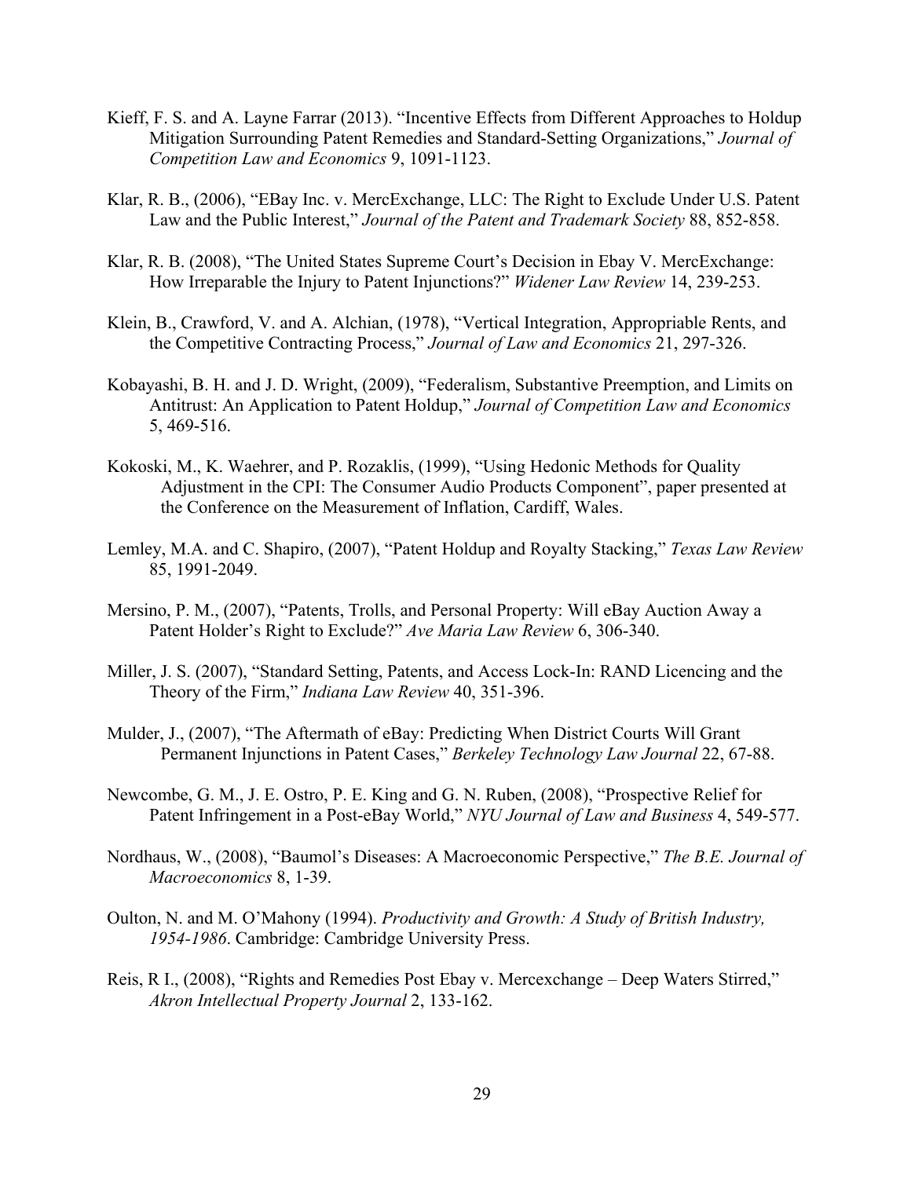Kieff, F. S. and A. Layne Farrar (2013). "Incentive Effects from Different Approaches to Holdup Mitigation Surrounding Patent Remedies and Standard-Setting Organizations," *Journal of Competition Law and Economics* 9, 1091-1123.

Klar, R. B., (2006), "EBay Inc. v. MercExchange, LLC: The Right to Exclude Under U.S. Patent Law and the Public Interest," *Journal of the Patent and Trademark Society* 88, 852-858.

Klar, R. B. (2008), "The United States Supreme Court's Decision in Ebay V. MercExchange: How Irreparable the Injury to Patent Injunctions?" *Widener Law Review* 14, 239-253.

Klein, B., Crawford, V. and A. Alchian, (1978), "Vertical Integration, Appropriable Rents, and the Competitive Contracting Process," *Journal of Law and Economics* 21, 297-326.

Kobayashi, B. H. and J. D. Wright, (2009), "Federalism, Substantive Preemption, and Limits on Antitrust: An Application to Patent Holdup," *Journal of Competition Law and Economics* 5, 469-516.

Kokoski, M., K. Waehrer, and P. Rozaklis, (1999), "Using Hedonic Methods for Quality Adjustment in the CPI: The Consumer Audio Products Component", paper presented at the Conference on the Measurement of Inflation, Cardiff, Wales.

Lemley, M.A. and C. Shapiro, (2007), "Patent Holdup and Royalty Stacking," *Texas Law Review* 85, 1991-2049.

Mersino, P. M., (2007), "Patents, Trolls, and Personal Property: Will eBay Auction Away a Patent Holder's Right to Exclude?" *Ave Maria Law Review* 6, 306-340.

Miller, J. S. (2007), "Standard Setting, Patents, and Access Lock-In: RAND Licencing and the Theory of the Firm," *Indiana Law Review* 40, 351-396.

Mulder, J., (2007), "The Aftermath of eBay: Predicting When District Courts Will Grant Permanent Injunctions in Patent Cases," *Berkeley Technology Law Journal* 22, 67-88.

Newcombe, G. M., J. E. Ostro, P. E. King and G. N. Ruben, (2008), "Prospective Relief for Patent Infringement in a Post-eBay World," *NYU Journal of Law and Business* 4, 549-577.

Nordhaus, W., (2008), "Baumol's Diseases: A Macroeconomic Perspective," *The B.E. Journal of Macroeconomics* 8, 1-39.

Oulton, N. and M. O'Mahony (1994). *Productivity and Growth: A Study of British Industry, 1954-1986*. Cambridge: Cambridge University Press.

Reis, R I., (2008), "Rights and Remedies Post Ebay v. Mercexchange – Deep Waters Stirred," *Akron Intellectual Property Journal* 2, 133-162.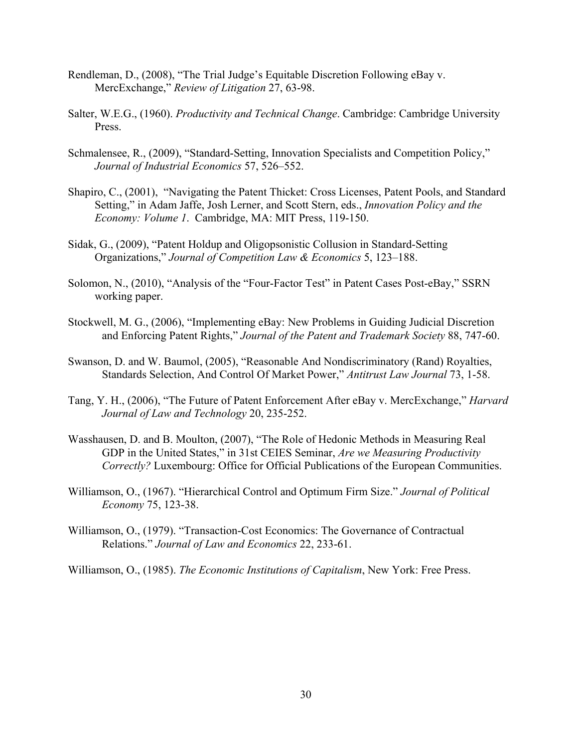Rendleman, D., (2008), "The Trial Judge's Equitable Discretion Following eBay v. MercExchange," *Review of Litigation* 27, 63-98.

Salter, W.E.G., (1960). *Productivity and Technical Change*. Cambridge: Cambridge University Press.

Schmalensee, R., (2009), "Standard-Setting, Innovation Specialists and Competition Policy," *Journal of Industrial Economics* 57, 526–552.

Shapiro, C., (2001), "Navigating the Patent Thicket: Cross Licenses, Patent Pools, and Standard Setting," in Adam Jaffe, Josh Lerner, and Scott Stern, eds., *Innovation Policy and the Economy: Volume 1*. Cambridge, MA: MIT Press, 119-150.

Sidak, G., (2009), "Patent Holdup and Oligopsonistic Collusion in Standard-Setting Organizations," *Journal of Competition Law & Economics* 5, 123–188.

Solomon, N., (2010), "Analysis of the "Four-Factor Test" in Patent Cases Post-eBay," SSRN working paper.

Stockwell, M. G., (2006), "Implementing eBay: New Problems in Guiding Judicial Discretion and Enforcing Patent Rights," *Journal of the Patent and Trademark Society* 88, 747-60.

Swanson, D. and W. Baumol, (2005), "Reasonable And Nondiscriminatory (Rand) Royalties, Standards Selection, And Control Of Market Power," *Antitrust Law Journal* 73, 1-58.

Tang, Y. H., (2006), "The Future of Patent Enforcement After eBay v. MercExchange," *Harvard Journal of Law and Technology* 20, 235-252.

Wasshausen, D. and B. Moulton, (2007), "The Role of Hedonic Methods in Measuring Real GDP in the United States," in 31st CEIES Seminar, *Are we Measuring Productivity Correctly?* Luxembourg: Office for Official Publications of the European Communities.

Williamson, O., (1967). "Hierarchical Control and Optimum Firm Size." *Journal of Political Economy* 75, 123-38.

Williamson, O., (1979). "Transaction-Cost Economics: The Governance of Contractual Relations." *Journal of Law and Economics* 22, 233-61.

Williamson, O., (1985). *The Economic Institutions of Capitalism*, New York: Free Press.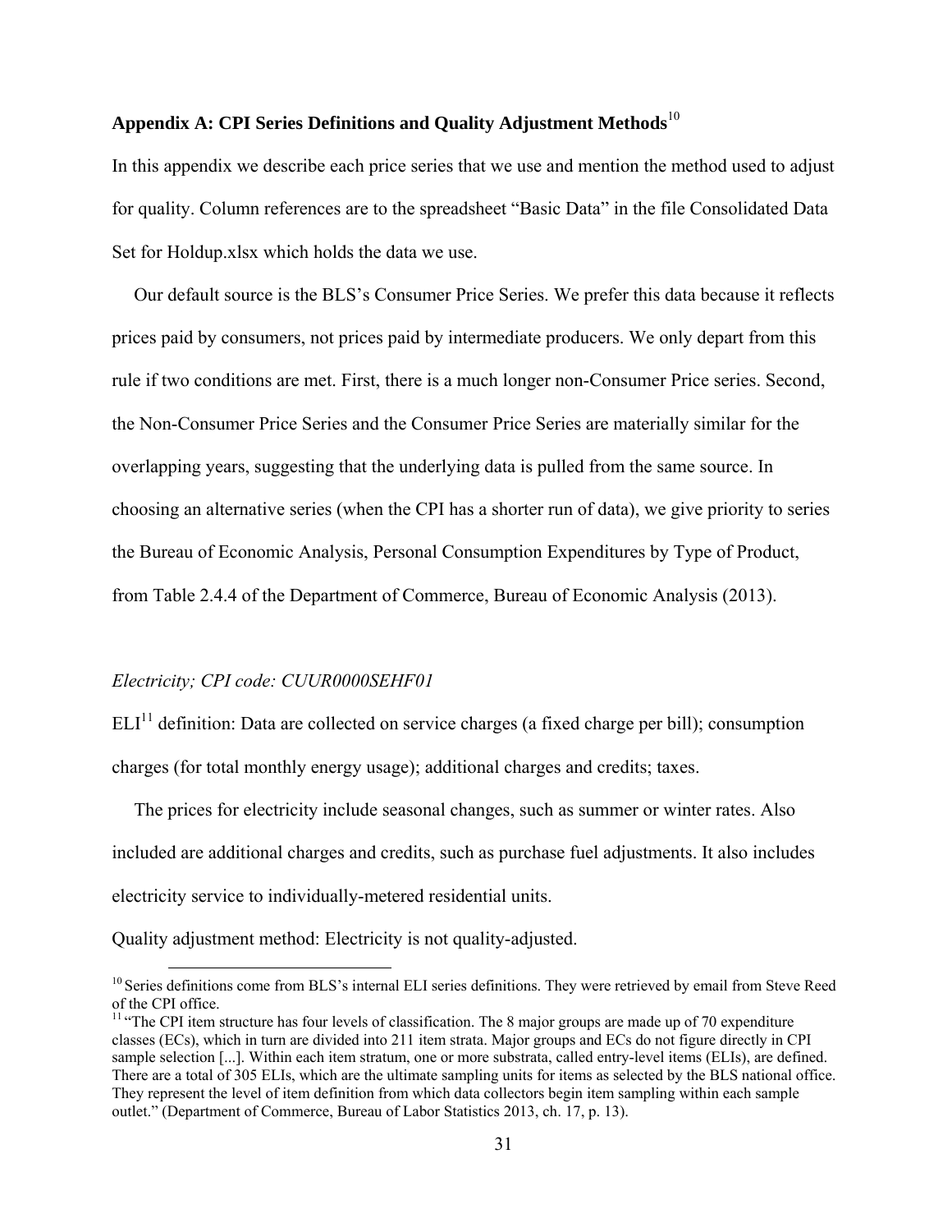### Appendix A: CPI Series Definitions and Quality Adjustment Methods[10]

In this appendix we describe each price series that we use and mention the method used to adjust for quality. Column references are to the spreadsheet "Basic Data" in the file Consolidated Data Set for Holdup.xlsx which holds the data we use.

Our default source is the BLS's Consumer Price Series. We prefer this data because it reflects prices paid by consumers, not prices paid by intermediate producers. We only depart from this rule if two conditions are met. First, there is a much longer non-Consumer Price series. Second, the Non-Consumer Price Series and the Consumer Price Series are materially similar for the overlapping years, suggesting that the underlying data is pulled from the same source. In choosing an alternative series (when the CPI has a shorter run of data), we give priority to series the Bureau of Economic Analysis, Personal Consumption Expenditures by Type of Product, from Table 2.4.4 of the Department of Commerce, Bureau of Economic Analysis (2013).

*Electricity; CPI code: CUUR0000SEHF01*

ELI[11] definition: Data are collected on service charges (a fixed charge per bill); consumption charges (for total monthly energy usage); additional charges and credits; taxes.

The prices for electricity include seasonal changes, such as summer or winter rates. Also included are additional charges and credits, such as purchase fuel adjustments. It also includes electricity service to individually-metered residential units.

Quality adjustment method: Electricity is not quality-adjusted.

---

[10] Series definitions come from BLS's internal ELI series definitions. They were retrieved by email from Steve Reed of the CPI office.

[11] "The CPI item structure has four levels of classification. The 8 major groups are made up of 70 expenditure classes (ECs), which in turn are divided into 211 item strata. Major groups and ECs do not figure directly in CPI sample selection [...]. Within each item stratum, one or more substrata, called entry-level items (ELIs), are defined. There are a total of 305 ELIs, which are the ultimate sampling units for items as selected by the BLS national office. They represent the level of item definition from which data collectors begin item sampling within each sample outlet." (Department of Commerce, Bureau of Labor Statistics 2013, ch. 17, p. 13).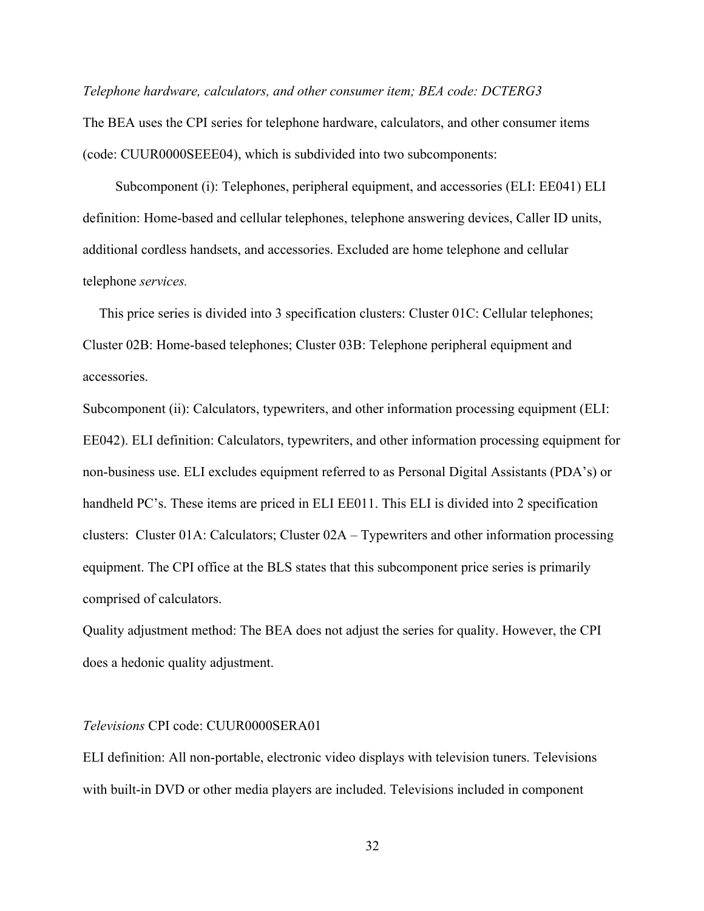*Telephone hardware, calculators, and other consumer item; BEA code: DCTERG3*

The BEA uses the CPI series for telephone hardware, calculators, and other consumer items (code: CUUR0000SEEE04), which is subdivided into two subcomponents:

Subcomponent (i): Telephones, peripheral equipment, and accessories (ELI: EE041) ELI definition: Home-based and cellular telephones, telephone answering devices, Caller ID units, additional cordless handsets, and accessories. Excluded are home telephone and cellular telephone *services.*

This price series is divided into 3 specification clusters: Cluster 01C: Cellular telephones; Cluster 02B: Home-based telephones; Cluster 03B: Telephone peripheral equipment and accessories.

Subcomponent (ii): Calculators, typewriters, and other information processing equipment (ELI: EE042). ELI definition: Calculators, typewriters, and other information processing equipment for non-business use. ELI excludes equipment referred to as Personal Digital Assistants (PDA's) or handheld PC's. These items are priced in ELI EE011. This ELI is divided into 2 specification clusters: Cluster 01A: Calculators; Cluster 02A – Typewriters and other information processing equipment. The CPI office at the BLS states that this subcomponent price series is primarily comprised of calculators.

Quality adjustment method: The BEA does not adjust the series for quality. However, the CPI does a hedonic quality adjustment.

*Televisions* CPI code: CUUR0000SERA01

ELI definition: All non-portable, electronic video displays with television tuners. Televisions with built-in DVD or other media players are included. Televisions included in component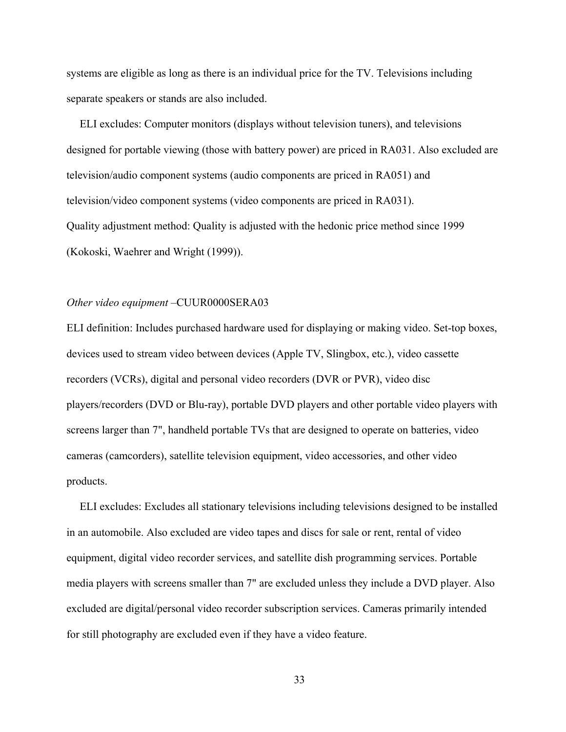systems are eligible as long as there is an individual price for the TV. Televisions including separate speakers or stands are also included.

ELI excludes: Computer monitors (displays without television tuners), and televisions designed for portable viewing (those with battery power) are priced in RA031. Also excluded are television/audio component systems (audio components are priced in RA051) and television/video component systems (video components are priced in RA031).

Quality adjustment method: Quality is adjusted with the hedonic price method since 1999 (Kokoski, Waehrer and Wright (1999)).

*Other video equipment* –CUUR0000SERA03

ELI definition: Includes purchased hardware used for displaying or making video. Set-top boxes, devices used to stream video between devices (Apple TV, Slingbox, etc.), video cassette recorders (VCRs), digital and personal video recorders (DVR or PVR), video disc players/recorders (DVD or Blu-ray), portable DVD players and other portable video players with screens larger than 7", handheld portable TVs that are designed to operate on batteries, video cameras (camcorders), satellite television equipment, video accessories, and other video products.

ELI excludes: Excludes all stationary televisions including televisions designed to be installed in an automobile. Also excluded are video tapes and discs for sale or rent, rental of video equipment, digital video recorder services, and satellite dish programming services. Portable media players with screens smaller than 7" are excluded unless they include a DVD player. Also excluded are digital/personal video recorder subscription services. Cameras primarily intended for still photography are excluded even if they have a video feature.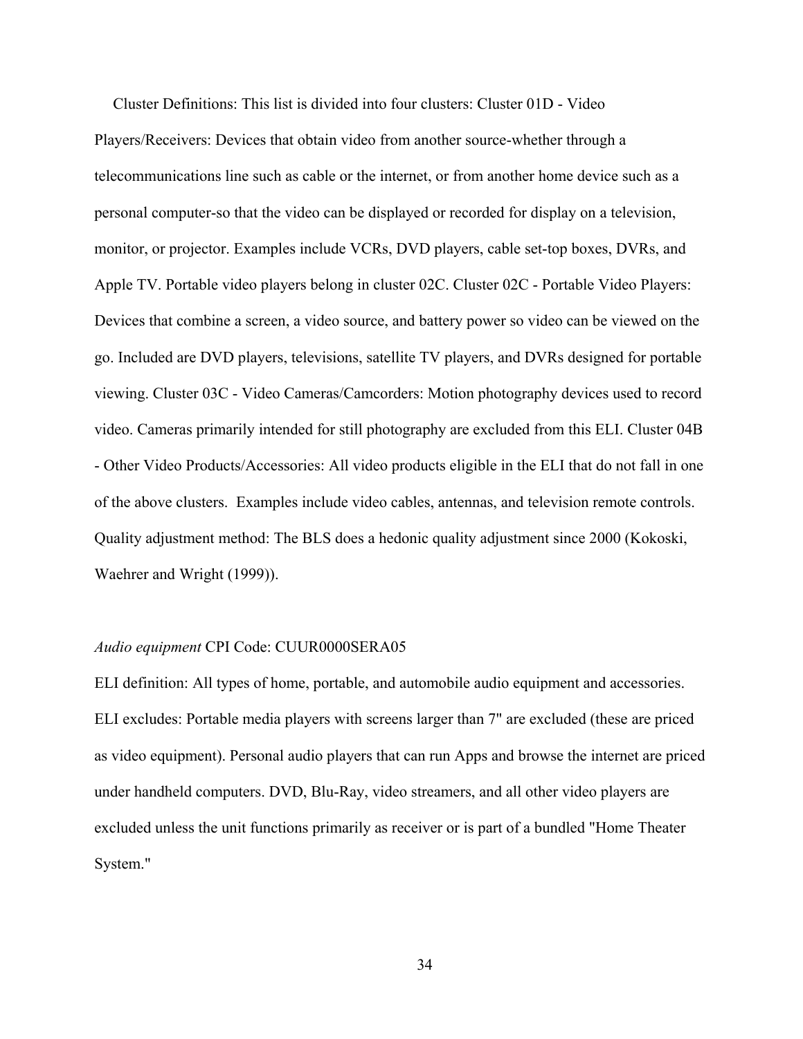Cluster Definitions: This list is divided into four clusters: Cluster 01D - Video Players/Receivers: Devices that obtain video from another source-whether through a telecommunications line such as cable or the internet, or from another home device such as a personal computer-so that the video can be displayed or recorded for display on a television, monitor, or projector. Examples include VCRs, DVD players, cable set-top boxes, DVRs, and Apple TV. Portable video players belong in cluster 02C. Cluster 02C - Portable Video Players: Devices that combine a screen, a video source, and battery power so video can be viewed on the go. Included are DVD players, televisions, satellite TV players, and DVRs designed for portable viewing. Cluster 03C - Video Cameras/Camcorders: Motion photography devices used to record video. Cameras primarily intended for still photography are excluded from this ELI. Cluster 04B - Other Video Products/Accessories: All video products eligible in the ELI that do not fall in one of the above clusters. Examples include video cables, antennas, and television remote controls. Quality adjustment method: The BLS does a hedonic quality adjustment since 2000 (Kokoski, Waehrer and Wright (1999)).

*Audio equipment* CPI Code: CUUR0000SERA05

ELI definition: All types of home, portable, and automobile audio equipment and accessories. ELI excludes: Portable media players with screens larger than 7" are excluded (these are priced as video equipment). Personal audio players that can run Apps and browse the internet are priced under handheld computers. DVD, Blu-Ray, video streamers, and all other video players are excluded unless the unit functions primarily as receiver or is part of a bundled "Home Theater System."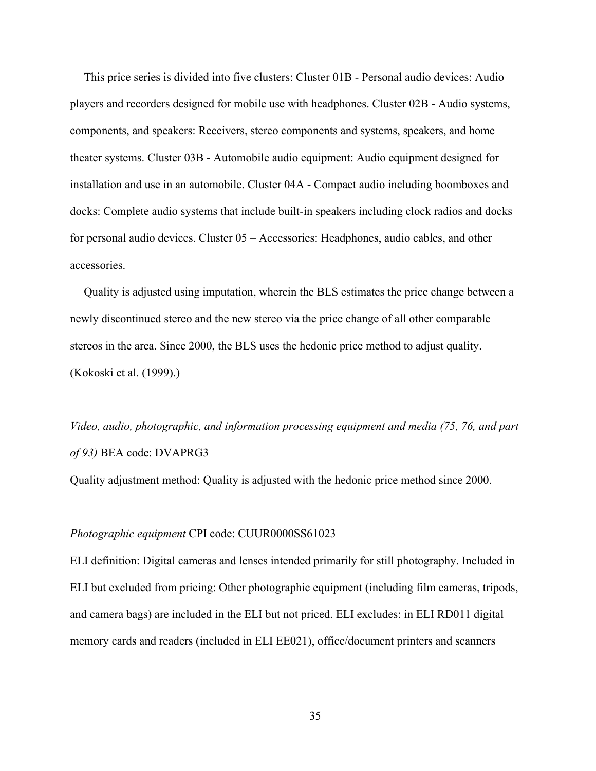This price series is divided into five clusters: Cluster 01B - Personal audio devices: Audio players and recorders designed for mobile use with headphones. Cluster 02B - Audio systems, components, and speakers: Receivers, stereo components and systems, speakers, and home theater systems. Cluster 03B - Automobile audio equipment: Audio equipment designed for installation and use in an automobile. Cluster 04A - Compact audio including boomboxes and docks: Complete audio systems that include built-in speakers including clock radios and docks for personal audio devices. Cluster 05 – Accessories: Headphones, audio cables, and other accessories.

Quality is adjusted using imputation, wherein the BLS estimates the price change between a newly discontinued stereo and the new stereo via the price change of all other comparable stereos in the area. Since 2000, the BLS uses the hedonic price method to adjust quality. (Kokoski et al. (1999).)

*Video, audio, photographic, and information processing equipment and media (75, 76, and part of 93)* BEA code: DVAPRG3

Quality adjustment method: Quality is adjusted with the hedonic price method since 2000.

*Photographic equipment* CPI code: CUUR0000SS61023

ELI definition: Digital cameras and lenses intended primarily for still photography. Included in ELI but excluded from pricing: Other photographic equipment (including film cameras, tripods, and camera bags) are included in the ELI but not priced. ELI excludes: in ELI RD011 digital memory cards and readers (included in ELI EE021), office/document printers and scanners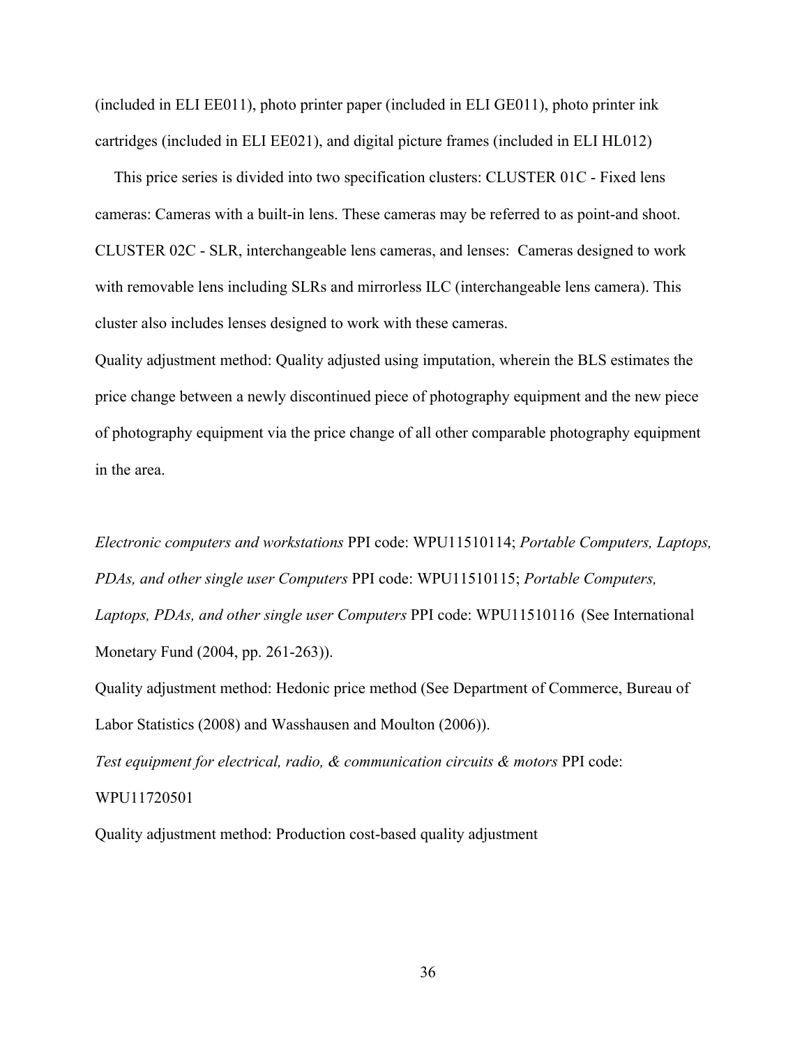(included in ELI EE011), photo printer paper (included in ELI GE011), photo printer ink cartridges (included in ELI EE021), and digital picture frames (included in ELI HL012)

This price series is divided into two specification clusters: CLUSTER 01C - Fixed lens cameras: Cameras with a built-in lens. These cameras may be referred to as point-and shoot. CLUSTER 02C - SLR, interchangeable lens cameras, and lenses: Cameras designed to work with removable lens including SLRs and mirrorless ILC (interchangeable lens camera). This cluster also includes lenses designed to work with these cameras.

Quality adjustment method: Quality adjusted using imputation, wherein the BLS estimates the price change between a newly discontinued piece of photography equipment and the new piece of photography equipment via the price change of all other comparable photography equipment in the area.

*Electronic computers and workstations* PPI code: WPU11510114; *Portable Computers, Laptops, PDAs, and other single user Computers* PPI code: WPU11510115; *Portable Computers, Laptops, PDAs, and other single user Computers* PPI code: WPU11510116 (See International Monetary Fund (2004, pp. 261-263)).

Quality adjustment method: Hedonic price method (See Department of Commerce, Bureau of Labor Statistics (2008) and Wasshausen and Moulton (2006)).

*Test equipment for electrical, radio, & communication circuits & motors* PPI code: WPU11720501

Quality adjustment method: Production cost-based quality adjustment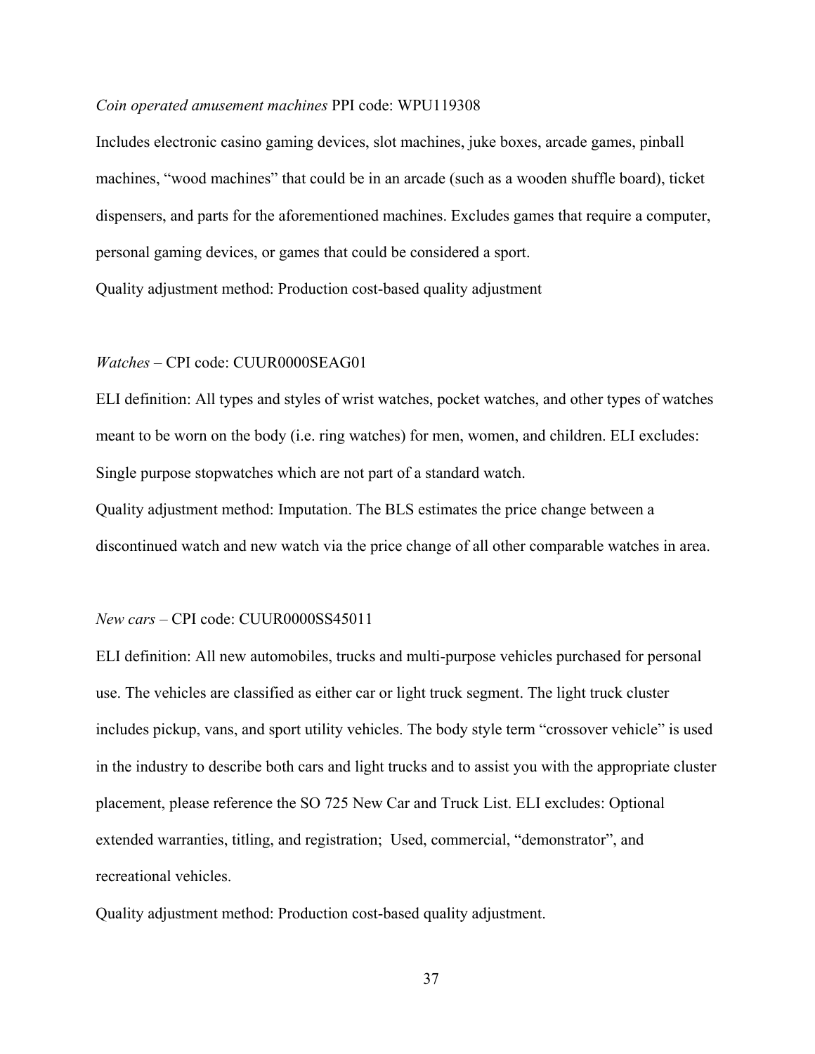*Coin operated amusement machines* PPI code: WPU119308

Includes electronic casino gaming devices, slot machines, juke boxes, arcade games, pinball machines, "wood machines" that could be in an arcade (such as a wooden shuffle board), ticket dispensers, and parts for the aforementioned machines. Excludes games that require a computer, personal gaming devices, or games that could be considered a sport.

Quality adjustment method: Production cost-based quality adjustment

*Watches* – CPI code: CUUR0000SEAG01

ELI definition: All types and styles of wrist watches, pocket watches, and other types of watches meant to be worn on the body (i.e. ring watches) for men, women, and children. ELI excludes: Single purpose stopwatches which are not part of a standard watch.

Quality adjustment method: Imputation. The BLS estimates the price change between a discontinued watch and new watch via the price change of all other comparable watches in area.

*New cars* – CPI code: CUUR0000SS45011

ELI definition: All new automobiles, trucks and multi-purpose vehicles purchased for personal use. The vehicles are classified as either car or light truck segment. The light truck cluster includes pickup, vans, and sport utility vehicles. The body style term "crossover vehicle" is used in the industry to describe both cars and light trucks and to assist you with the appropriate cluster placement, please reference the SO 725 New Car and Truck List. ELI excludes: Optional extended warranties, titling, and registration; Used, commercial, "demonstrator", and recreational vehicles.

Quality adjustment method: Production cost-based quality adjustment.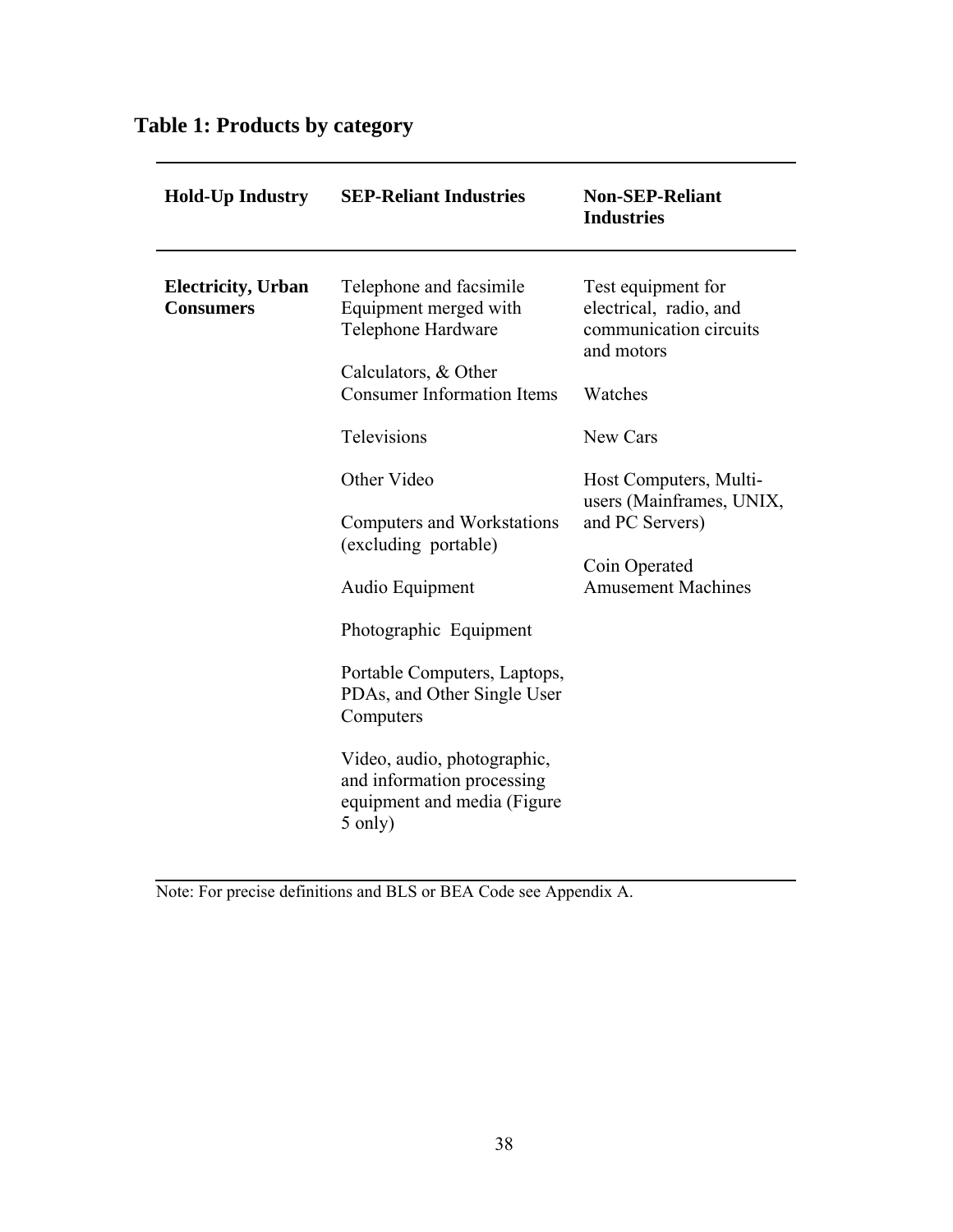## Table 1: Products by category

| Hold-Up Industry | SEP-Reliant Industries | Non-SEP-Reliant Industries |
|---|---|---|
| **Electricity, Urban Consumers** | Telephone and facsimile Equipment merged with Telephone Hardware | Test equipment for electrical, radio, and communication circuits and motors |
| | Calculators, & Other Consumer Information Items | Watches |
| | Televisions | New Cars |
| | Other Video | Host Computers, Multi-users (Mainframes, UNIX, and PC Servers) |
| | Computers and Workstations (excluding portable) | Coin Operated Amusement Machines |
| | Audio Equipment | |
| | Photographic Equipment | |
| | Portable Computers, Laptops, PDAs, and Other Single User Computers | |
| | Video, audio, photographic, and information processing equipment and media (Figure 5 only) | |

Note: For precise definitions and BLS or BEA Code see Appendix A.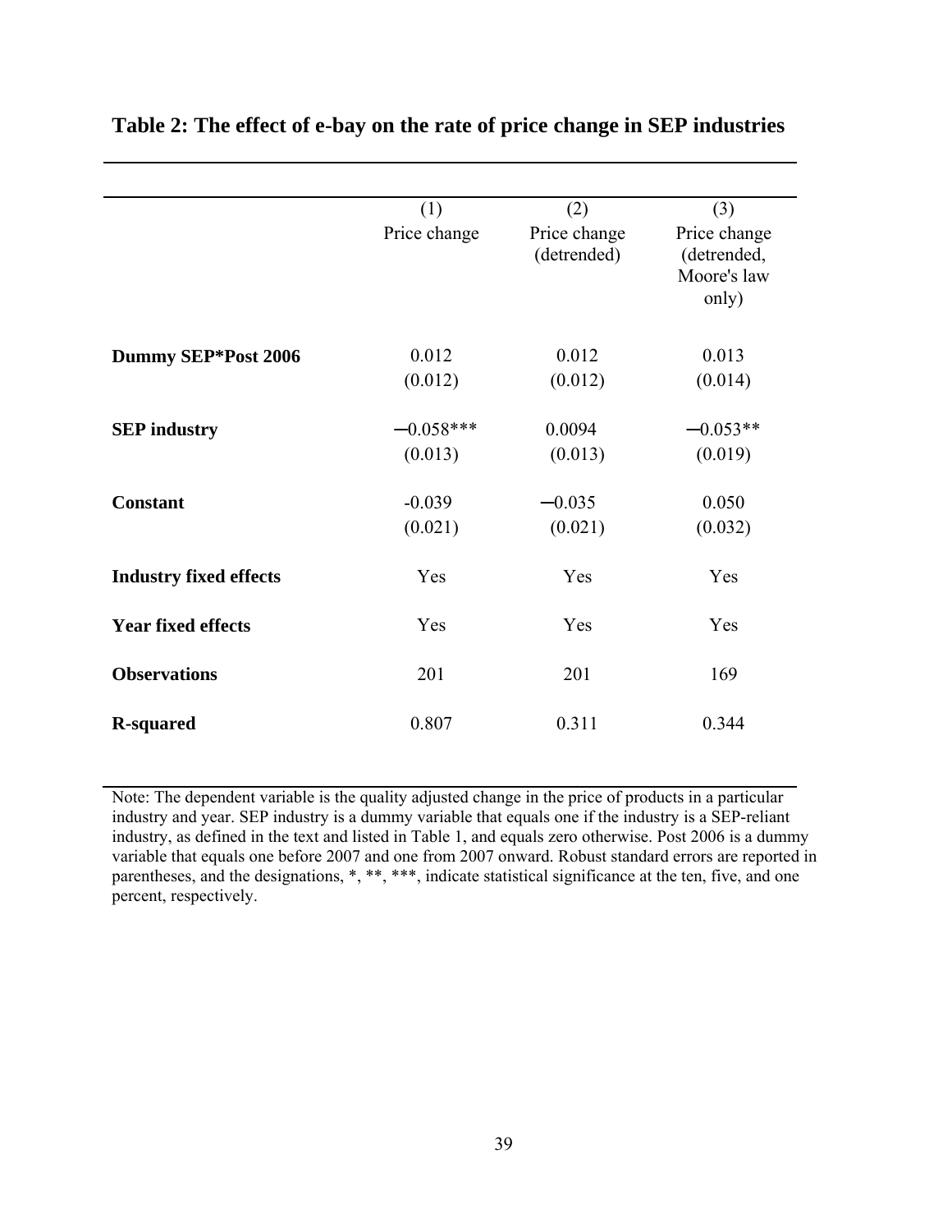**Table 2: The effect of e-bay on the rate of price change in SEP industries**

| | (1)<br>Price change | (2)<br>Price change (detrended) | (3)<br>Price change (detrended, Moore's law only) |
|---|---|---|---|
| **Dummy SEP*Post 2006** | 0.012 | 0.012 | 0.013 |
| | (0.012) | (0.012) | (0.014) |
| **SEP industry** | −0.058*** | 0.0094 | −0.053** |
| | (0.013) | (0.013) | (0.019) |
| **Constant** | -0.039 | −0.035 | 0.050 |
| | (0.021) | (0.021) | (0.032) |
| **Industry fixed effects** | Yes | Yes | Yes |
| **Year fixed effects** | Yes | Yes | Yes |
| **Observations** | 201 | 201 | 169 |
| **R-squared** | 0.807 | 0.311 | 0.344 |

Note: The dependent variable is the quality adjusted change in the price of products in a particular industry and year. SEP industry is a dummy variable that equals one if the industry is a SEP-reliant industry, as defined in the text and listed in Table 1, and equals zero otherwise. Post 2006 is a dummy variable that equals one before 2007 and one from 2007 onward. Robust standard errors are reported in parentheses, and the designations, *, **, ***, indicate statistical significance at the ten, five, and one percent, respectively.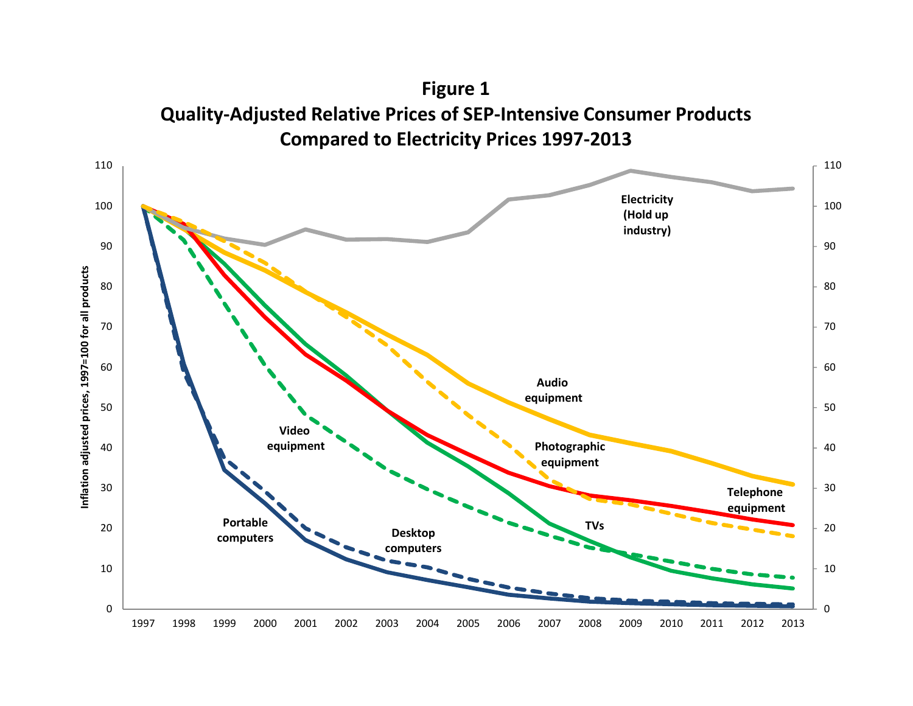**Figure 1**
**Quality-Adjusted Relative Prices of SEP-Intensive Consumer Products Compared to Electricity Prices 1997-2013**

Inflation adjusted prices, 1997=100 for all products

Electricity (Hold up industry)

Audio equipment

Photographic equipment

Telephone equipment

Video equipment

TVs

Portable computers

Desktop computers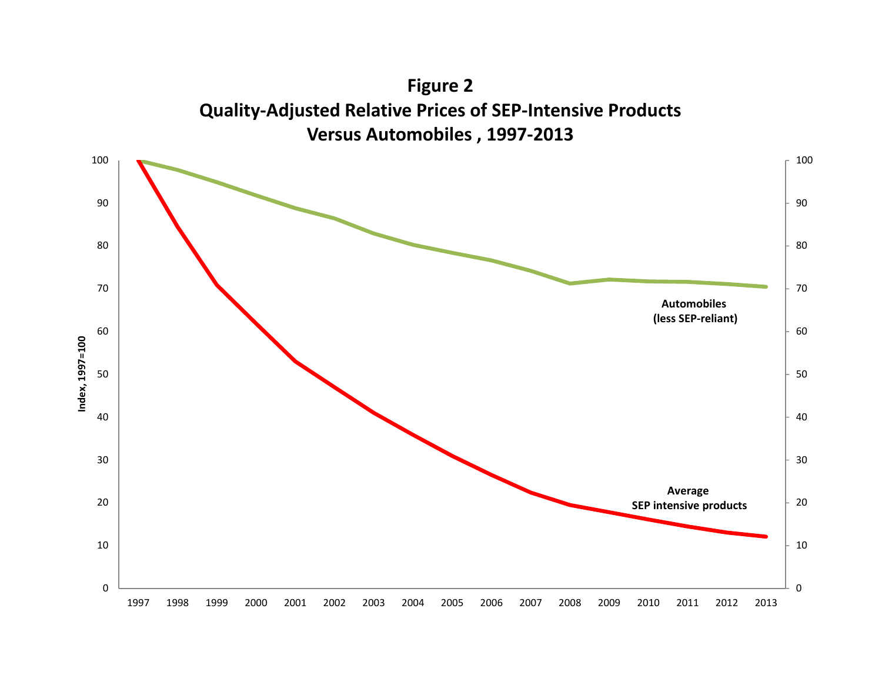**Figure 2**
**Quality-Adjusted Relative Prices of SEP-Intensive Products Versus Automobiles , 1997-2013**

Index, 1997=100

Automobiles (less SEP-reliant)

Average SEP intensive products

1997 1998 1999 2000 2001 2002 2003 2004 2005 2006 2007 2008 2009 2010 2011 2012 2013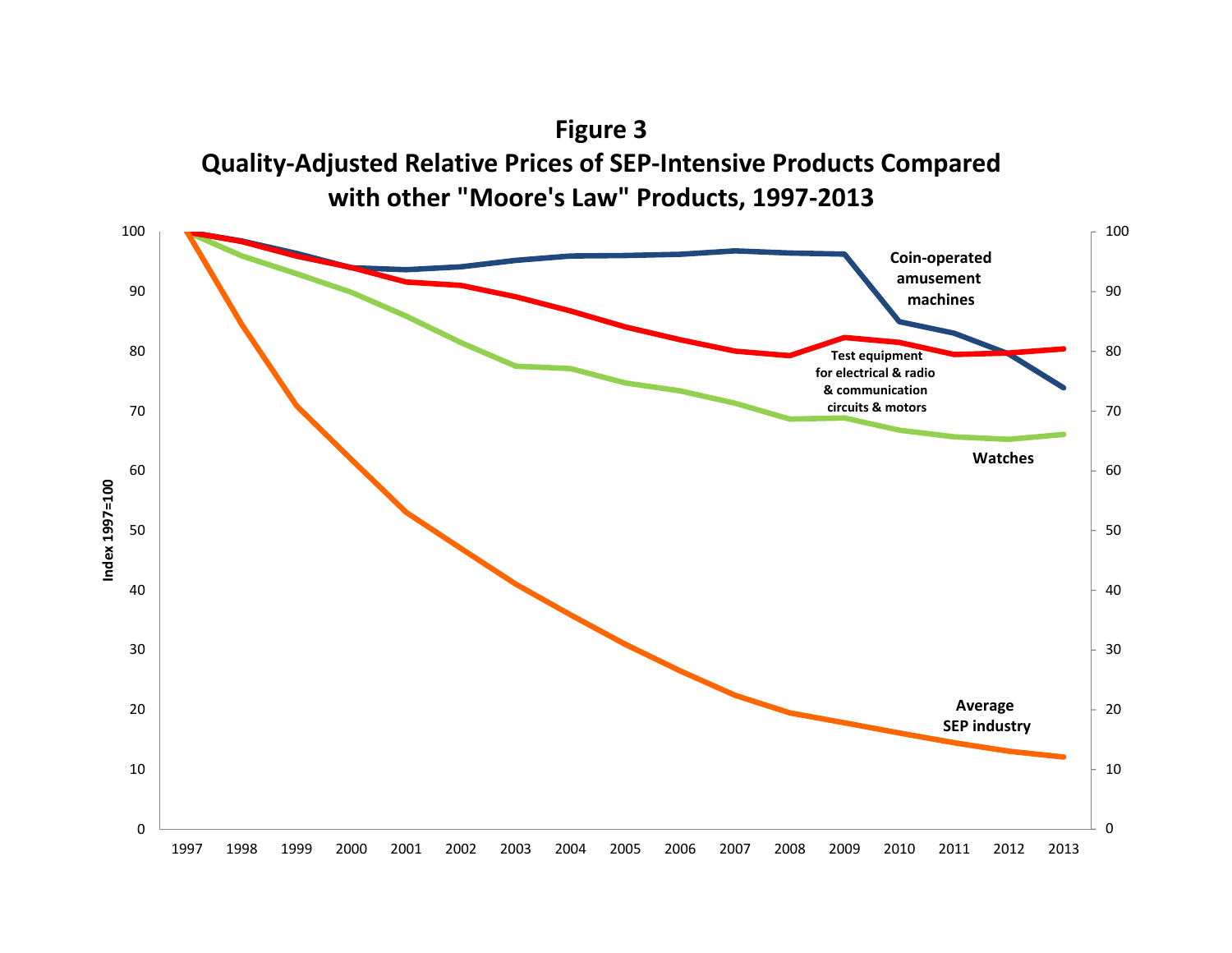**Figure 3**

**Quality-Adjusted Relative Prices of SEP-Intensive Products Compared with other "Moore's Law" Products, 1997-2013**

Index 1997=100

Coin-operated amusement machines

Test equipment for electrical & radio & communication circuits & motors

Watches

Average SEP industry

1997 1998 1999 2000 2001 2002 2003 2004 2005 2006 2007 2008 2009 2010 2011 2012 2013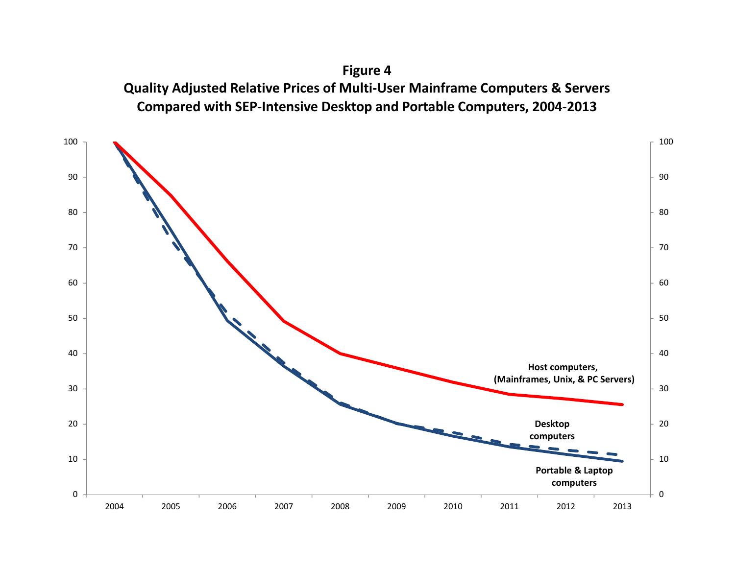**Figure 4**

**Quality Adjusted Relative Prices of Multi-User Mainframe Computers & Servers Compared with SEP-Intensive Desktop and Portable Computers, 2004-2013**

100
90
80
70
60
50
40
30
20
10
0

2004 2005 2006 2007 2008 2009 2010 2011 2012 2013

**Host computers, (Mainframes, Unix, & PC Servers)**

**Desktop computers**

**Portable & Laptop computers**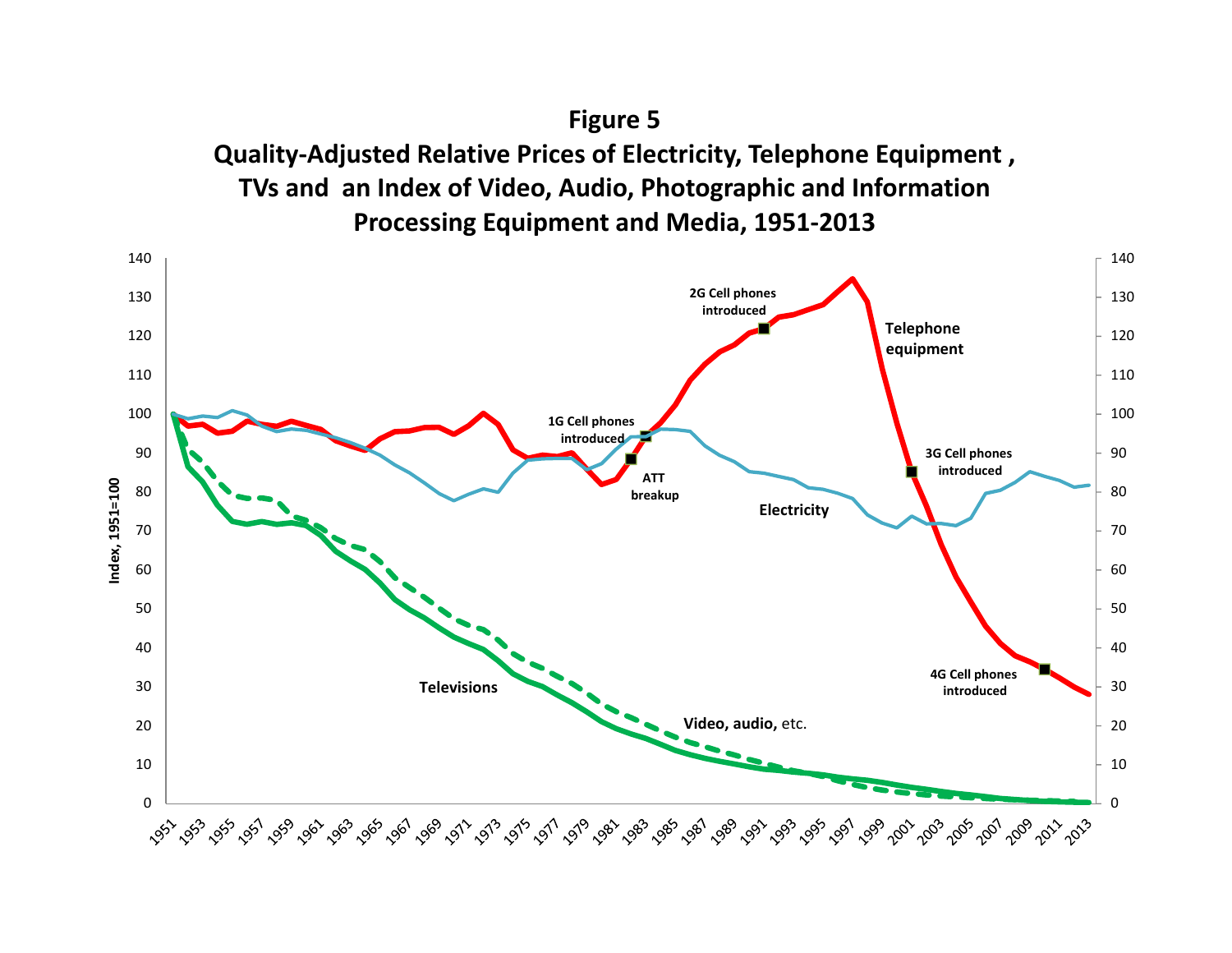# Figure 5

## Quality-Adjusted Relative Prices of Electricity, Telephone Equipment , TVs and an Index of Video, Audio, Photographic and Information Processing Equipment and Media, 1951-2013

Index, 1951=100

0
10
20
30
40
50
60
70
80
90
100
110
120
130
140

1951
1953
1955
1957
1959
1961
1963
1965
1967
1969
1971
1973
1975
1977
1979
1981
1983
1985
1987
1989
1991
1993
1995
1997
1999
2001
2003
2005
2007
2009
2011
2013

2G Cell phones introduced

Telephone equipment

1G Cell phones introduced

ATT breakup

3G Cell phones introduced

Electricity

4G Cell phones introduced

Televisions

Video, audio, etc.